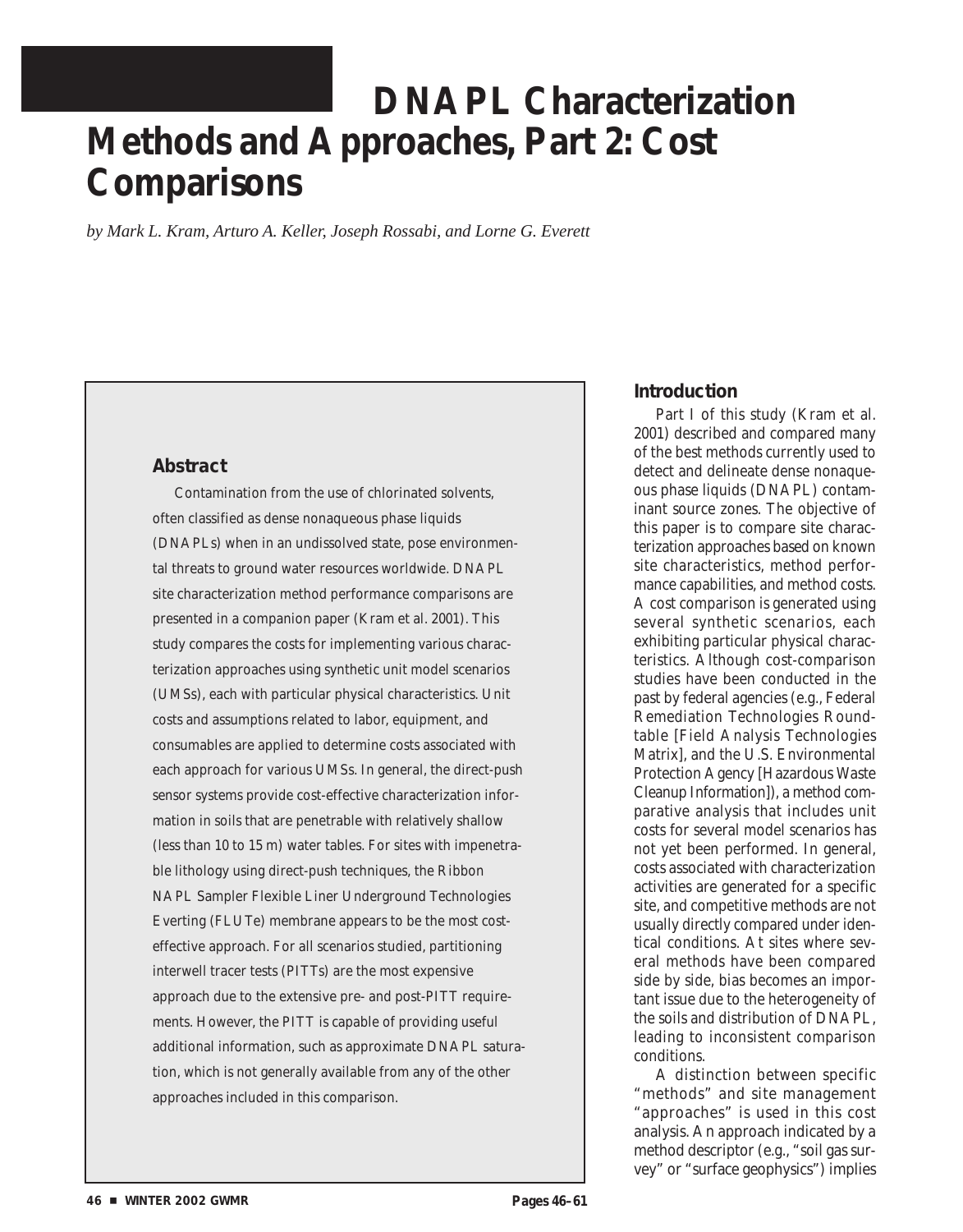# DNAPL Characterization Methods and Approaches, Part 2: Cost Comparisons

*by Mark L. Kram, Arturo A. Keller, Joseph Rossabi, and Lorne G. Everett*

## Abstract

Contamination from the use of chlorinated solvents, often classified as dense nonaqueous phase liquids (DNAPLs) when in an undissolved state, pose environmental threats to ground water resources worldwide. DNAPL site characterization method performance comparisons are presented in a companion paper (Kram et al. 2001). This study compares the costs for implementing various characterization approaches using synthetic unit model scenarios (UMSs), each with particular physical characteristics. Unit costs and assumptions related to labor, equipment, and consumables are applied to determine costs associated with each approach for various UMSs. In general, the direct-push sensor systems provide cost-effective characterization information in soils that are penetrable with relatively shallow (less than 10 to 15 m) water tables. For sites with impenetrable lithology using direct-push techniques, the Ribbon NAPL Sampler Flexible Liner Underground Technologies Everting (FLUTe) membrane appears to be the most cost-effective approach. For all scenarios studied, partitioning interwell tracer tests (PITTs) are the most expensive approach due to the extensive pre- and post-PITT requirements. However, the PITT is capable of providing useful additional information, such as approximate DNAPL saturation, which is not generally available from any of the other approaches included in this comparison.

## Introduction

Part I of this study (Kram et al. 2001) described and compared many of the best methods currently used to detect and delineate dense nonaqueous phase liquids (DNAPL) contaminant source zones. The objective of this paper is to compare site characterization approaches based on known site characteristics, method performance capabilities, and method costs. A cost comparison is generated using several synthetic scenarios, each exhibiting particular physical characteristics. Although cost-comparison studies have been conducted in the past by federal agencies (e.g., Federal Remediation Technologies Roundtable [Field Analysis Technologies Matrix], and the U.S. Environmental Protection Agency [Hazardous Waste Cleanup Information]), a method comparative analysis that includes unit costs for several model scenarios has not yet been performed. In general, costs associated with characterization activities are generated for a specific site, and competitive methods are not usually directly compared under identical conditions. At sites where several methods have been compared side by side, bias becomes an important issue due to the heterogeneity of the soils and distribution of DNAPL, leading to inconsistent comparison conditions.

A distinction between specific "methods" and site management "approaches" is used in this cost analysis. An approach indicated by a method descriptor (e.g., "soil gas survey" or "surface geophysics") implies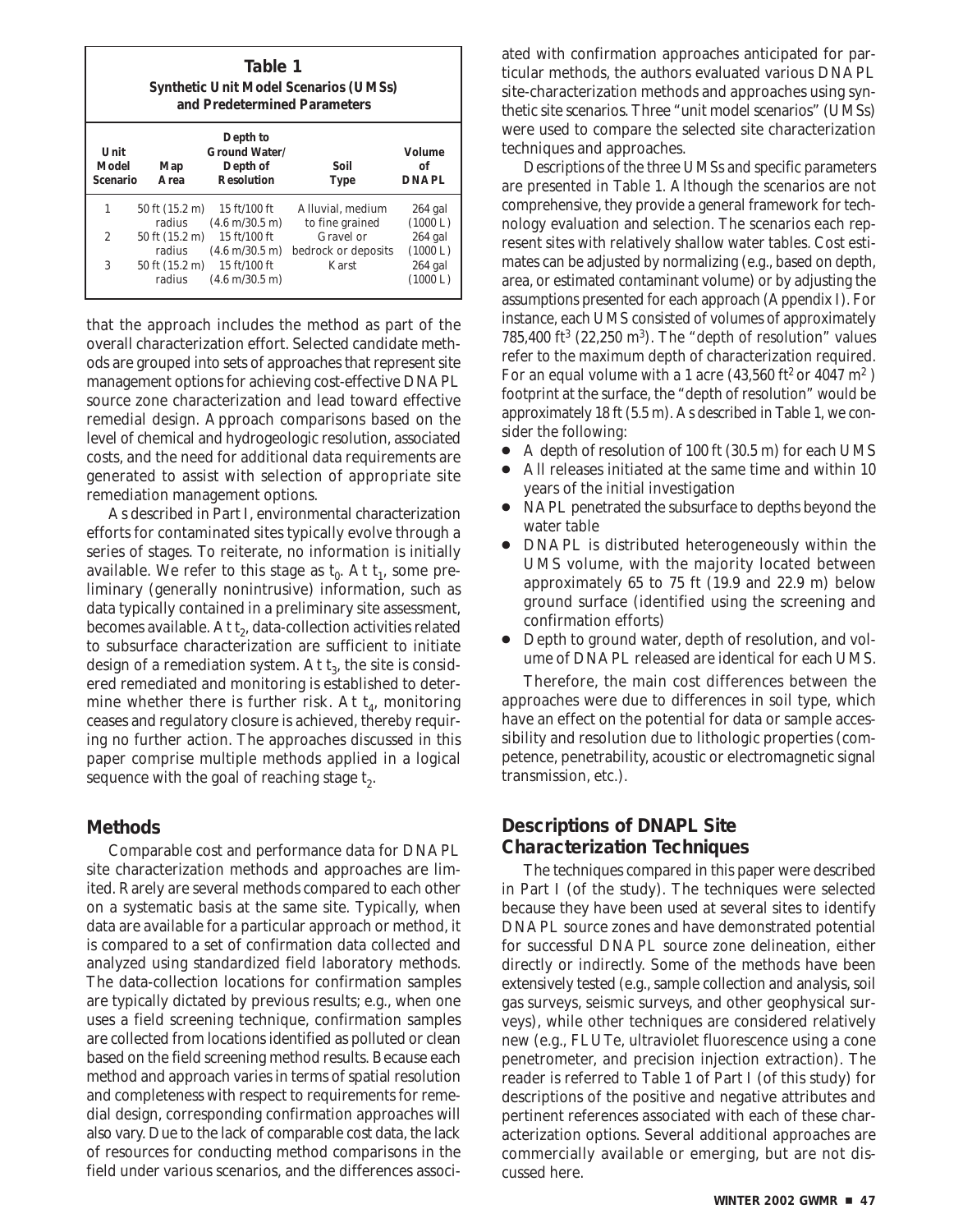**Table 1**
**Synthetic Unit Model Scenarios (UMSs) and Predetermined Parameters**

| Unit Model Scenario | Map Area | Depth to Ground Water/ Depth of Resolution | Soil Type | Volume of DNAPL |
|---|---|---|---|---|
| 1 | 50 ft (15.2 m) radius | 15 ft/100 ft (4.6 m/30.5 m) | Alluvial, medium to fine grained | 264 gal (1000 L) |
| 2 | 50 ft (15.2 m) radius | 15 ft/100 ft (4.6 m/30.5 m) | Gravel or bedrock or deposits | 264 gal (1000 L) |
| 3 | 50 ft (15.2 m) radius | 15 ft/100 ft (4.6 m/30.5 m) | Karst | 264 gal (1000 L) |

that the approach includes the method as part of the overall characterization effort. Selected candidate methods are grouped into sets of approaches that represent site management options for achieving cost-effective DNAPL source zone characterization and lead toward effective remedial design. Approach comparisons based on the level of chemical and hydrogeologic resolution, associated costs, and the need for additional data requirements are generated to assist with selection of appropriate site remediation management options.

As described in Part I, environmental characterization efforts for contaminated sites typically evolve through a series of stages. To reiterate, no information is initially available. We refer to this stage as $t_0$. At $t_1$, some preliminary (generally nonintrusive) information, such as data typically contained in a preliminary site assessment, becomes available. At $t_2$, data-collection activities related to subsurface characterization are sufficient to initiate design of a remediation system. At $t_3$, the site is considered remediated and monitoring is established to determine whether there is further risk. At $t_4$, monitoring ceases and regulatory closure is achieved, thereby requiring no further action. The approaches discussed in this paper comprise multiple methods applied in a logical sequence with the goal of reaching stage $t_2$.

## Methods

Comparable cost and performance data for DNAPL site characterization methods and approaches are limited. Rarely are several methods compared to each other on a systematic basis at the same site. Typically, when data are available for a particular approach or method, it is compared to a set of confirmation data collected and analyzed using standardized field laboratory methods. The data-collection locations for confirmation samples are typically dictated by previous results; e.g., when one uses a field screening technique, confirmation samples are collected from locations identified as polluted or clean based on the field screening method results. Because each method and approach varies in terms of spatial resolution and completeness with respect to requirements for remedial design, corresponding confirmation approaches will also vary. Due to the lack of comparable cost data, the lack of resources for conducting method comparisons in the field under various scenarios, and the differences associated with confirmation approaches anticipated for particular methods, the authors evaluated various DNAPL site-characterization methods and approaches using synthetic site scenarios. Three "unit model scenarios" (UMSs) were used to compare the selected site characterization techniques and approaches.

Descriptions of the three UMSs and specific parameters are presented in Table 1. Although the scenarios are not comprehensive, they provide a general framework for technology evaluation and selection. The scenarios each represent sites with relatively shallow water tables. Cost estimates can be adjusted by normalizing (e.g., based on depth, area, or estimated contaminant volume) or by adjusting the assumptions presented for each approach (Appendix I). For instance, each UMS consisted of volumes of approximately 785,400 ft$^3$ (22,250 m$^3$). The "depth of resolution" values refer to the maximum depth of characterization required. For an equal volume with a 1 acre (43,560 ft$^2$ or 4047 m$^2$) footprint at the surface, the "depth of resolution" would be approximately 18 ft (5.5 m). As described in Table 1, we consider the following:

- A depth of resolution of 100 ft (30.5 m) for each UMS
- All releases initiated at the same time and within 10 years of the initial investigation
- NAPL penetrated the subsurface to depths beyond the water table
- DNAPL is distributed heterogeneously within the UMS volume, with the majority located between approximately 65 to 75 ft (19.9 and 22.9 m) below ground surface (identified using the screening and confirmation efforts)
- Depth to ground water, depth of resolution, and volume of DNAPL released are identical for each UMS.

Therefore, the main cost differences between the approaches were due to differences in soil type, which have an effect on the potential for data or sample accessibility and resolution due to lithologic properties (competence, penetrability, acoustic or electromagnetic signal transmission, etc.).

## Descriptions of DNAPL Site Characterization Techniques

The techniques compared in this paper were described in Part I (of the study). The techniques were selected because they have been used at several sites to identify DNAPL source zones and have demonstrated potential for successful DNAPL source zone delineation, either directly or indirectly. Some of the methods have been extensively tested (e.g., sample collection and analysis, soil gas surveys, seismic surveys, and other geophysical surveys), while other techniques are considered relatively new (e.g., FLUTe, ultraviolet fluorescence using a cone penetrometer, and precision injection extraction). The reader is referred to Table 1 of Part I (of this study) for descriptions of the positive and negative attributes and pertinent references associated with each of these characterization options. Several additional approaches are commercially available or emerging, but are not discussed here.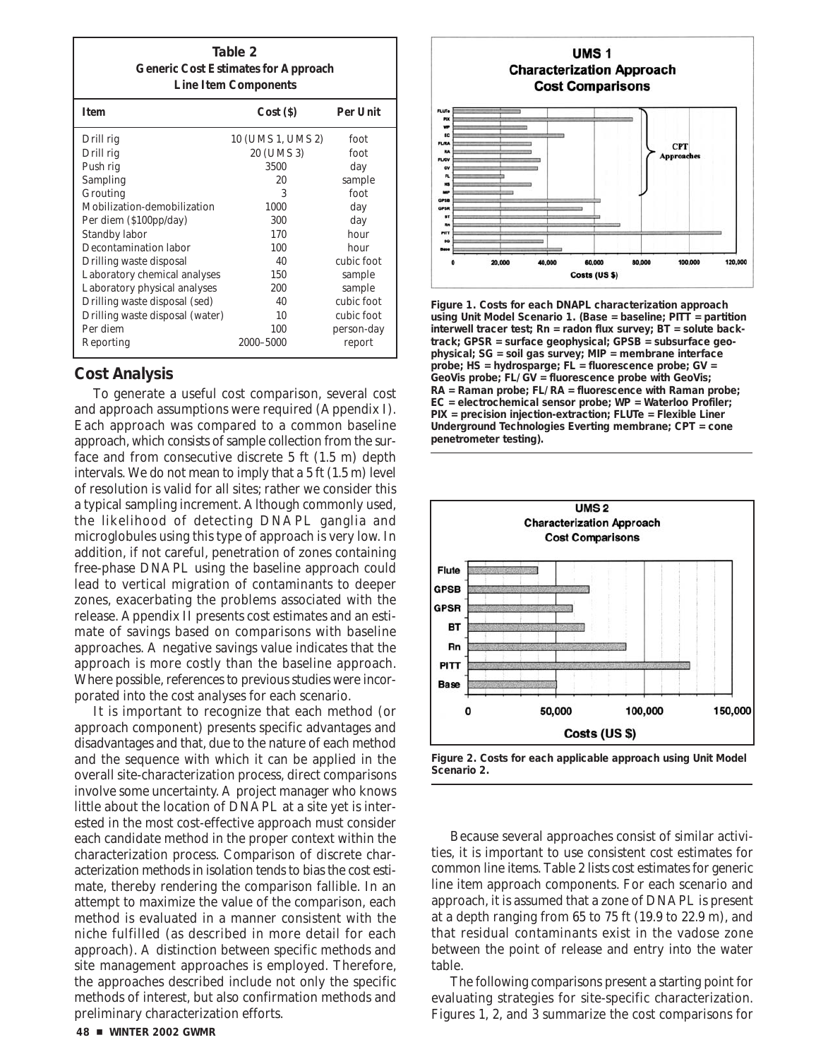**Table 2**
**Generic Cost Estimates for Approach Line Item Components**

| Item | Cost ($) | Per Unit |
|---|---|---|
| Drill rig | 10 (UMS 1, UMS 2) | foot |
| Drill rig | 20 (UMS 3) | foot |
| Push rig | 3500 | day |
| Sampling | 20 | sample |
| Grouting | 3 | foot |
| Mobilization-demobilization | 1000 | day |
| Per diem ($100pp/day) | 300 | day |
| Standby labor | 170 | hour |
| Decontamination labor | 100 | hour |
| Drilling waste disposal | 40 | cubic foot |
| Laboratory chemical analyses | 150 | sample |
| Laboratory physical analyses | 200 | sample |
| Drilling waste disposal (sed) | 40 | cubic foot |
| Drilling waste disposal (water) | 10 | cubic foot |
| Per diem | 100 | person-day |
| Reporting | 2000–5000 | report |

## Cost Analysis

To generate a useful cost comparison, several cost and approach assumptions were required (Appendix I). Each approach was compared to a common baseline approach, which consists of sample collection from the surface and from consecutive discrete 5 ft (1.5 m) depth intervals. We do not mean to imply that a 5 ft (1.5 m) level of resolution is valid for all sites; rather we consider this a typical sampling increment. Although commonly used, the likelihood of detecting DNAPL ganglia and microglobules using this type of approach is very low. In addition, if not careful, penetration of zones containing free-phase DNAPL using the baseline approach could lead to vertical migration of contaminants to deeper zones, exacerbating the problems associated with the release. Appendix II presents cost estimates and an estimate of savings based on comparisons with baseline approaches. A negative savings value indicates that the approach is more costly than the baseline approach. Where possible, references to previous studies were incorporated into the cost analyses for each scenario.

It is important to recognize that each method (or approach component) presents specific advantages and disadvantages and that, due to the nature of each method and the sequence with which it can be applied in the overall site-characterization process, direct comparisons involve some uncertainty. A project manager who knows little about the location of DNAPL at a site yet is interested in the most cost-effective approach must consider each candidate method in the proper context within the characterization process. Comparison of discrete characterization methods in isolation tends to bias the cost estimate, thereby rendering the comparison fallible. In an attempt to maximize the value of the comparison, each method is evaluated in a manner consistent with the niche fulfilled (as described in more detail for each approach). A distinction between specific methods and site management approaches is employed. Therefore, the approaches described include not only the specific methods of interest, but also confirmation methods and preliminary characterization efforts.

**Figure 1. Costs for each DNAPL characterization approach using Unit Model Scenario 1. (Base = baseline; PITT = partition interwell tracer test; Rn = radon flux survey; BT = solute backtrack; GPSR = surface geophysical; GPSB = subsurface geophysical; SG = soil gas survey; MIP = membrane interface probe; HS = hydrosparge; FL = fluorescence probe; GV = GeoVis probe; FL/GV = fluorescence probe with GeoVis; RA = Raman probe; FL/RA = fluorescence with Raman probe; EC = electrochemical sensor probe; WP = Waterloo Profiler; PIX = precision injection-extraction; FLUTe = Flexible Liner Underground Technologies Everting membrane; CPT = cone penetrometer testing).**

**Figure 2. Costs for each applicable approach using Unit Model Scenario 2.**

Because several approaches consist of similar activities, it is important to use consistent cost estimates for common line items. Table 2 lists cost estimates for generic line item approach components. For each scenario and approach, it is assumed that a zone of DNAPL is present at a depth ranging from 65 to 75 ft (19.9 to 22.9 m), and that residual contaminants exist in the vadose zone between the point of release and entry into the water table.

The following comparisons present a starting point for evaluating strategies for site-specific characterization. Figures 1, 2, and 3 summarize the cost comparisons for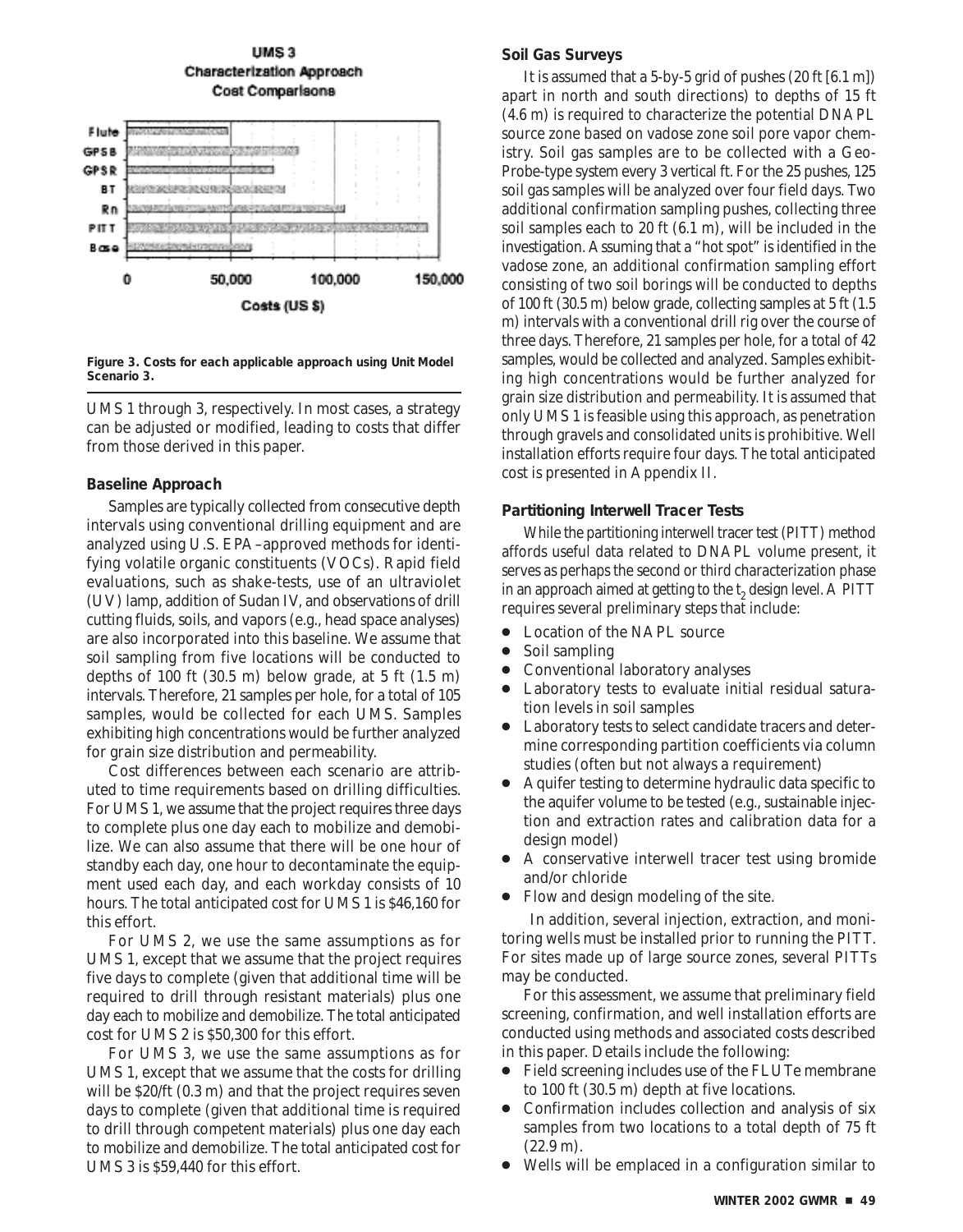UMS 3
Characterization Approach
Cost Comparisons

Figure 3. Costs for each applicable approach using Unit Model Scenario 3.

UMS 1 through 3, respectively. In most cases, a strategy can be adjusted or modified, leading to costs that differ from those derived in this paper.

### Baseline Approach

Samples are typically collected from consecutive depth intervals using conventional drilling equipment and are analyzed using U.S. EPA–approved methods for identifying volatile organic constituents (VOCs). Rapid field evaluations, such as shake-tests, use of an ultraviolet (UV) lamp, addition of Sudan IV, and observations of drill cutting fluids, soils, and vapors (e.g., head space analyses) are also incorporated into this baseline. We assume that soil sampling from five locations will be conducted to depths of 100 ft (30.5 m) below grade, at 5 ft (1.5 m) intervals. Therefore, 21 samples per hole, for a total of 105 samples, would be collected for each UMS. Samples exhibiting high concentrations would be further analyzed for grain size distribution and permeability.

Cost differences between each scenario are attributed to time requirements based on drilling difficulties. For UMS 1, we assume that the project requires three days to complete plus one day each to mobilize and demobilize. We can also assume that there will be one hour of standby each day, one hour to decontaminate the equipment used each day, and each workday consists of 10 hours. The total anticipated cost for UMS 1 is $46,160 for this effort.

For UMS 2, we use the same assumptions as for UMS 1, except that we assume that the project requires five days to complete (given that additional time will be required to drill through resistant materials) plus one day each to mobilize and demobilize. The total anticipated cost for UMS 2 is $50,300 for this effort.

For UMS 3, we use the same assumptions as for UMS 1, except that we assume that the costs for drilling will be $20/ft (0.3 m) and that the project requires seven days to complete (given that additional time is required to drill through competent materials) plus one day each to mobilize and demobilize. The total anticipated cost for UMS 3 is $59,440 for this effort.

### Soil Gas Surveys

It is assumed that a 5-by-5 grid of pushes (20 ft [6.1 m]) apart in north and south directions) to depths of 15 ft (4.6 m) is required to characterize the potential DNAPL source zone based on vadose zone soil pore vapor chemistry. Soil gas samples are to be collected with a Geo-Probe-type system every 3 vertical ft. For the 25 pushes, 125 soil gas samples will be analyzed over four field days. Two additional confirmation sampling pushes, collecting three soil samples each to 20 ft (6.1 m), will be included in the investigation. Assuming that a "hot spot" is identified in the vadose zone, an additional confirmation sampling effort consisting of two soil borings will be conducted to depths of 100 ft (30.5 m) below grade, collecting samples at 5 ft (1.5 m) intervals with a conventional drill rig over the course of three days. Therefore, 21 samples per hole, for a total of 42 samples, would be collected and analyzed. Samples exhibiting high concentrations would be further analyzed for grain size distribution and permeability. It is assumed that only UMS 1 is feasible using this approach, as penetration through gravels and consolidated units is prohibitive. Well installation efforts require four days. The total anticipated cost is presented in Appendix II.

### Partitioning Interwell Tracer Tests

While the partitioning interwell tracer test (PITT) method affords useful data related to DNAPL volume present, it serves as perhaps the second or third characterization phase in an approach aimed at getting to the $t_2$ design level. A PITT requires several preliminary steps that include:

- Location of the NAPL source
- Soil sampling
- Conventional laboratory analyses
- Laboratory tests to evaluate initial residual saturation levels in soil samples
- Laboratory tests to select candidate tracers and determine corresponding partition coefficients via column studies (often but not always a requirement)
- Aquifer testing to determine hydraulic data specific to the aquifer volume to be tested (e.g., sustainable injection and extraction rates and calibration data for a design model)
- A conservative interwell tracer test using bromide and/or chloride
- Flow and design modeling of the site.

In addition, several injection, extraction, and monitoring wells must be installed prior to running the PITT. For sites made up of large source zones, several PITTs may be conducted.

For this assessment, we assume that preliminary field screening, confirmation, and well installation efforts are conducted using methods and associated costs described in this paper. Details include the following:

- Field screening includes use of the FLUTe membrane to 100 ft (30.5 m) depth at five locations.
- Confirmation includes collection and analysis of six samples from two locations to a total depth of 75 ft (22.9 m).
- Wells will be emplaced in a configuration similar to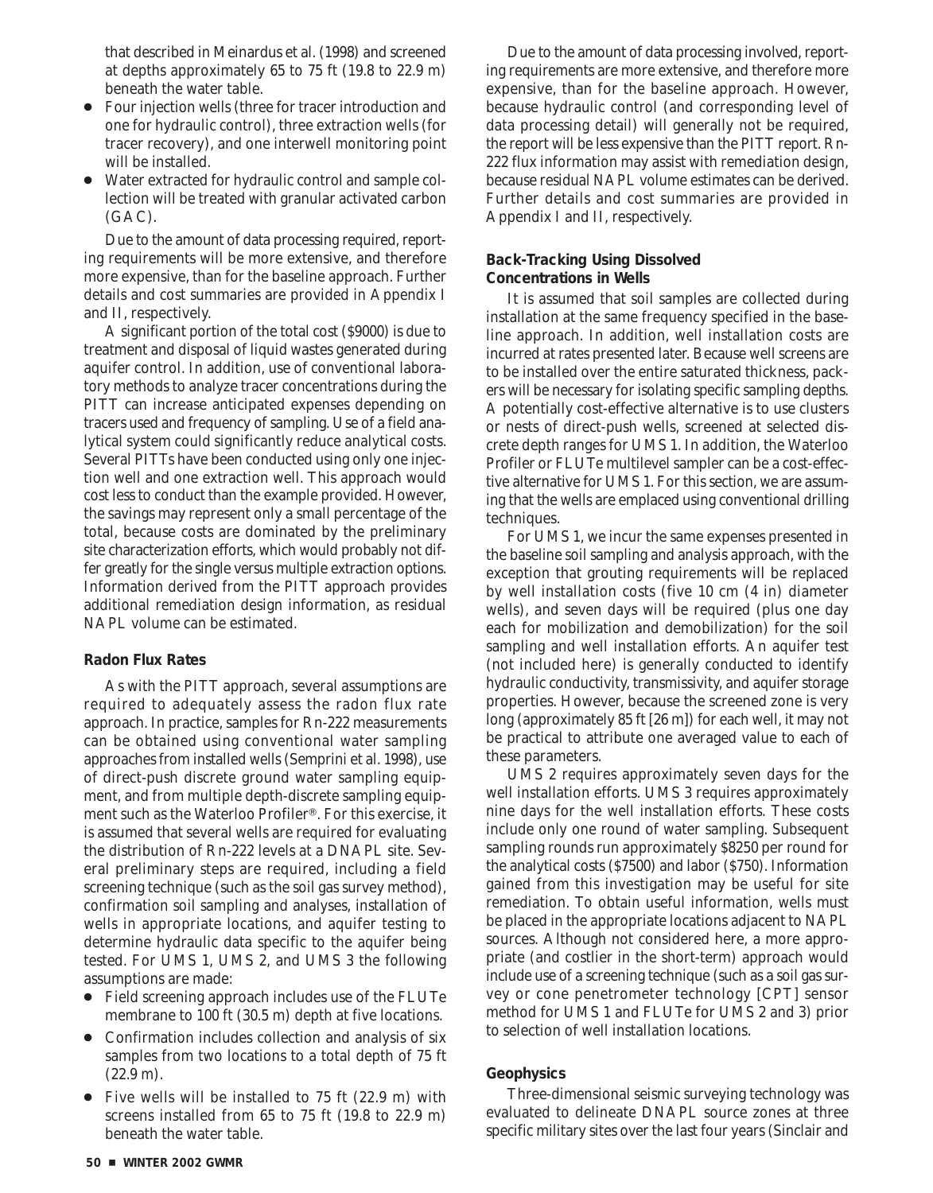that described in Meinardus et al. (1998) and screened at depths approximately 65 to 75 ft (19.8 to 22.9 m) beneath the water table.

- Four injection wells (three for tracer introduction and one for hydraulic control), three extraction wells (for tracer recovery), and one interwell monitoring point will be installed.
- Water extracted for hydraulic control and sample collection will be treated with granular activated carbon (GAC).

Due to the amount of data processing required, reporting requirements will be more extensive, and therefore more expensive, than for the baseline approach. Further details and cost summaries are provided in Appendix I and II, respectively.

A significant portion of the total cost ($9000) is due to treatment and disposal of liquid wastes generated during aquifer control. In addition, use of conventional laboratory methods to analyze tracer concentrations during the PITT can increase anticipated expenses depending on tracers used and frequency of sampling. Use of a field analytical system could significantly reduce analytical costs. Several PITTs have been conducted using only one injection well and one extraction well. This approach would cost less to conduct than the example provided. However, the savings may represent only a small percentage of the total, because costs are dominated by the preliminary site characterization efforts, which would probably not differ greatly for the single versus multiple extraction options. Information derived from the PITT approach provides additional remediation design information, as residual NAPL volume can be estimated.

### Radon Flux Rates

As with the PITT approach, several assumptions are required to adequately assess the radon flux rate approach. In practice, samples for Rn-222 measurements can be obtained using conventional water sampling approaches from installed wells (Semprini et al. 1998), use of direct-push discrete ground water sampling equipment, and from multiple depth-discrete sampling equipment such as the Waterloo Profiler®. For this exercise, it is assumed that several wells are required for evaluating the distribution of Rn-222 levels at a DNAPL site. Several preliminary steps are required, including a field screening technique (such as the soil gas survey method), confirmation soil sampling and analyses, installation of wells in appropriate locations, and aquifer testing to determine hydraulic data specific to the aquifer being tested. For UMS 1, UMS 2, and UMS 3 the following assumptions are made:

- Field screening approach includes use of the FLUTe membrane to 100 ft (30.5 m) depth at five locations.
- Confirmation includes collection and analysis of six samples from two locations to a total depth of 75 ft (22.9 m).
- Five wells will be installed to 75 ft (22.9 m) with screens installed from 65 to 75 ft (19.8 to 22.9 m) beneath the water table.

Due to the amount of data processing involved, reporting requirements are more extensive, and therefore more expensive, than for the baseline approach. However, because hydraulic control (and corresponding level of data processing detail) will generally not be required, the report will be less expensive than the PITT report. Rn-222 flux information may assist with remediation design, because residual NAPL volume estimates can be derived. Further details and cost summaries are provided in Appendix I and II, respectively.

### Back-Tracking Using Dissolved Concentrations in Wells

It is assumed that soil samples are collected during installation at the same frequency specified in the baseline approach. In addition, well installation costs are incurred at rates presented later. Because well screens are to be installed over the entire saturated thickness, packers will be necessary for isolating specific sampling depths. A potentially cost-effective alternative is to use clusters or nests of direct-push wells, screened at selected discrete depth ranges for UMS 1. In addition, the Waterloo Profiler or FLUTe multilevel sampler can be a cost-effective alternative for UMS 1. For this section, we are assuming that the wells are emplaced using conventional drilling techniques.

For UMS 1, we incur the same expenses presented in the baseline soil sampling and analysis approach, with the exception that grouting requirements will be replaced by well installation costs (five 10 cm (4 in) diameter wells), and seven days will be required (plus one day each for mobilization and demobilization) for the soil sampling and well installation efforts. An aquifer test (not included here) is generally conducted to identify hydraulic conductivity, transmissivity, and aquifer storage properties. However, because the screened zone is very long (approximately 85 ft [26 m]) for each well, it may not be practical to attribute one averaged value to each of these parameters.

UMS 2 requires approximately seven days for the well installation efforts. UMS 3 requires approximately nine days for the well installation efforts. These costs include only one round of water sampling. Subsequent sampling rounds run approximately $8250 per round for the analytical costs ($7500) and labor ($750). Information gained from this investigation may be useful for site remediation. To obtain useful information, wells must be placed in the appropriate locations adjacent to NAPL sources. Although not considered here, a more appropriate (and costlier in the short-term) approach would include use of a screening technique (such as a soil gas survey or cone penetrometer technology [CPT] sensor method for UMS 1 and FLUTe for UMS 2 and 3) prior to selection of well installation locations.

### Geophysics

Three-dimensional seismic surveying technology was evaluated to delineate DNAPL source zones at three specific military sites over the last four years (Sinclair and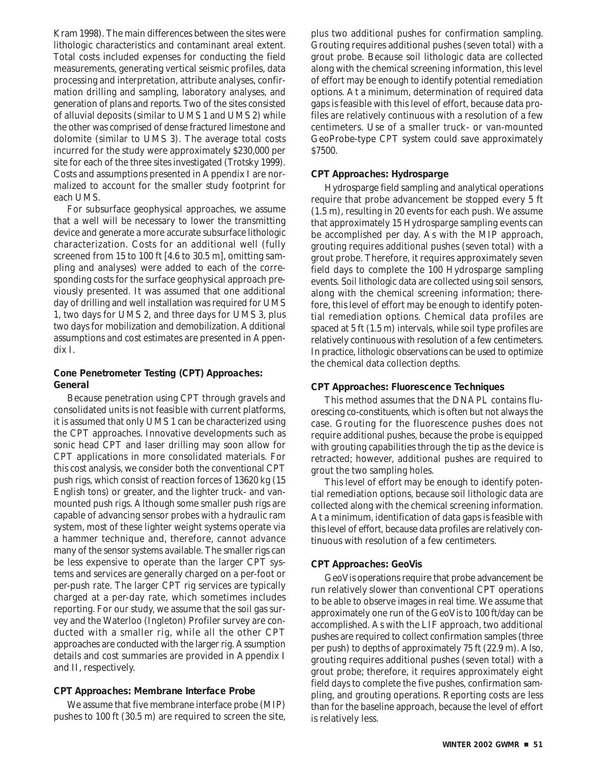Kram 1998). The main differences between the sites were lithologic characteristics and contaminant areal extent. Total costs included expenses for conducting the field measurements, generating vertical seismic profiles, data processing and interpretation, attribute analyses, confirmation drilling and sampling, laboratory analyses, and generation of plans and reports. Two of the sites consisted of alluvial deposits (similar to UMS 1 and UMS 2) while the other was comprised of dense fractured limestone and dolomite (similar to UMS 3). The average total costs incurred for the study were approximately $230,000 per site for each of the three sites investigated (Trotsky 1999). Costs and assumptions presented in Appendix I are normalized to account for the smaller study footprint for each UMS.

For subsurface geophysical approaches, we assume that a well will be necessary to lower the transmitting device and generate a more accurate subsurface lithologic characterization. Costs for an additional well (fully screened from 15 to 100 ft [4.6 to 30.5 m], omitting sampling and analyses) were added to each of the corresponding costs for the surface geophysical approach previously presented. It was assumed that one additional day of drilling and well installation was required for UMS 1, two days for UMS 2, and three days for UMS 3, plus two days for mobilization and demobilization. Additional assumptions and cost estimates are presented in Appendix I.

### Cone Penetrometer Testing (CPT) Approaches: General

Because penetration using CPT through gravels and consolidated units is not feasible with current platforms, it is assumed that only UMS 1 can be characterized using the CPT approaches. Innovative developments such as sonic head CPT and laser drilling may soon allow for CPT applications in more consolidated materials. For this cost analysis, we consider both the conventional CPT push rigs, which consist of reaction forces of 13620 kg (15 English tons) or greater, and the lighter truck- and van-mounted push rigs. Although some smaller push rigs are capable of advancing sensor probes with a hydraulic ram system, most of these lighter weight systems operate via a hammer technique and, therefore, cannot advance many of the sensor systems available. The smaller rigs can be less expensive to operate than the larger CPT systems and services are generally charged on a per-foot or per-push rate. The larger CPT rig services are typically charged at a per-day rate, which sometimes includes reporting. For our study, we assume that the soil gas survey and the Waterloo (Ingleton) Profiler survey are conducted with a smaller rig, while all the other CPT approaches are conducted with the larger rig. Assumption details and cost summaries are provided in Appendix I and II, respectively.

### CPT Approaches: Membrane Interface Probe

We assume that five membrane interface probe (MIP) pushes to 100 ft (30.5 m) are required to screen the site, plus two additional pushes for confirmation sampling. Grouting requires additional pushes (seven total) with a grout probe. Because soil lithologic data are collected along with the chemical screening information, this level of effort may be enough to identify potential remediation options. At a minimum, determination of required data gaps is feasible with this level of effort, because data profiles are relatively continuous with a resolution of a few centimeters. Use of a smaller truck- or van-mounted GeoProbe-type CPT system could save approximately $7500.

### CPT Approaches: Hydrosparge

Hydrosparge field sampling and analytical operations require that probe advancement be stopped every 5 ft (1.5 m), resulting in 20 events for each push. We assume that approximately 15 Hydrosparge sampling events can be accomplished per day. As with the MIP approach, grouting requires additional pushes (seven total) with a grout probe. Therefore, it requires approximately seven field days to complete the 100 Hydrosparge sampling events. Soil lithologic data are collected using soil sensors, along with the chemical screening information; therefore, this level of effort may be enough to identify potential remediation options. Chemical data profiles are spaced at 5 ft (1.5 m) intervals, while soil type profiles are relatively continuous with resolution of a few centimeters. In practice, lithologic observations can be used to optimize the chemical data collection depths.

### CPT Approaches: Fluorescence Techniques

This method assumes that the DNAPL contains fluorescing co-constituents, which is often but not always the case. Grouting for the fluorescence pushes does not require additional pushes, because the probe is equipped with grouting capabilities through the tip as the device is retracted; however, additional pushes are required to grout the two sampling holes.

This level of effort may be enough to identify potential remediation options, because soil lithologic data are collected along with the chemical screening information. At a minimum, identification of data gaps is feasible with this level of effort, because data profiles are relatively continuous with resolution of a few centimeters.

### CPT Approaches: GeoVis

GeoVis operations require that probe advancement be run relatively slower than conventional CPT operations to be able to observe images in real time. We assume that approximately one run of the GeoVis to 100 ft/day can be accomplished. As with the LIF approach, two additional pushes are required to collect confirmation samples (three per push) to depths of approximately 75 ft (22.9 m). Also, grouting requires additional pushes (seven total) with a grout probe; therefore, it requires approximately eight field days to complete the five pushes, confirmation sampling, and grouting operations. Reporting costs are less than for the baseline approach, because the level of effort is relatively less.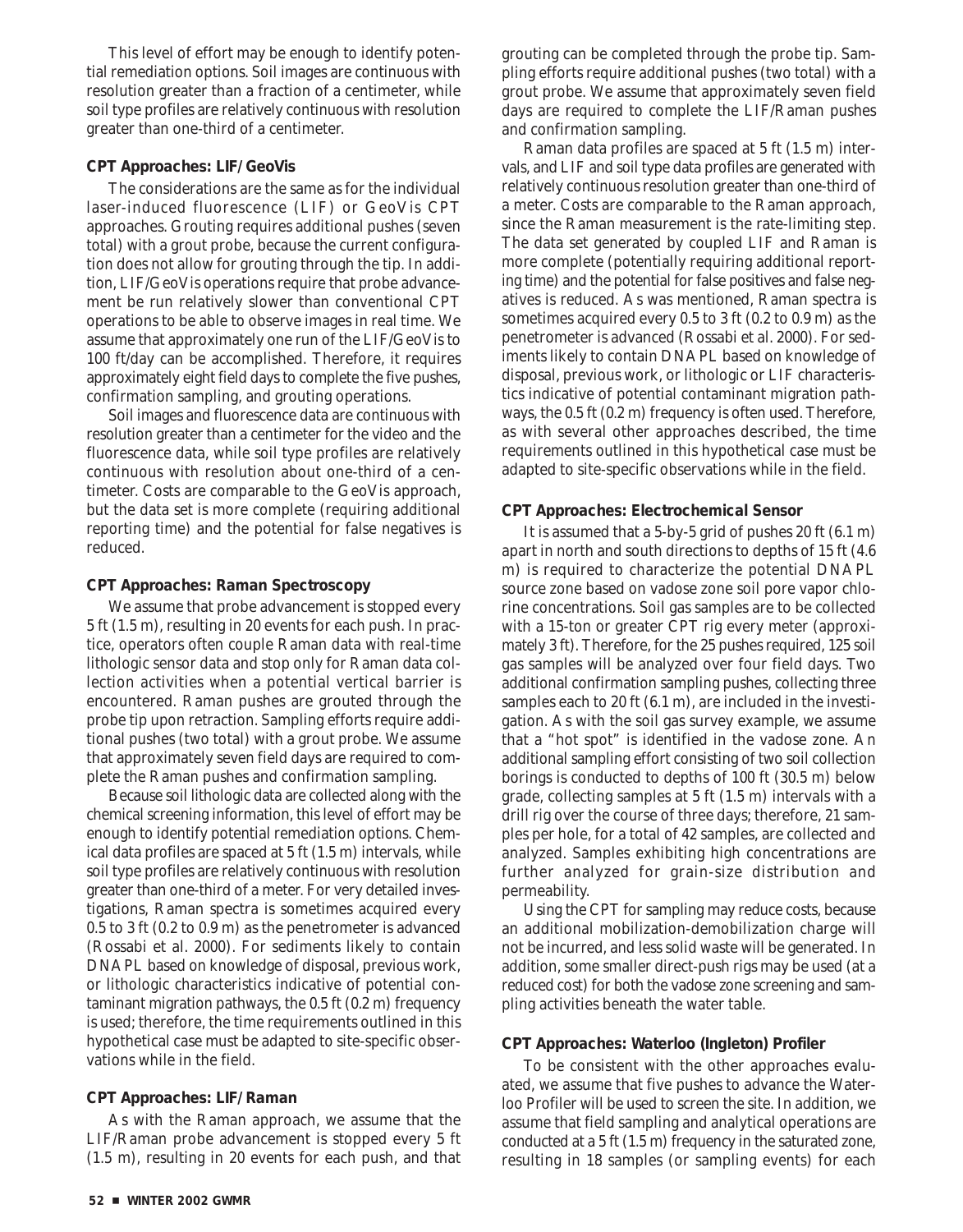This level of effort may be enough to identify potential remediation options. Soil images are continuous with resolution greater than a fraction of a centimeter, while soil type profiles are relatively continuous with resolution greater than one-third of a centimeter.

### CPT Approaches: LIF/GeoVis

The considerations are the same as for the individual laser-induced fluorescence (LIF) or GeoVis CPT approaches. Grouting requires additional pushes (seven total) with a grout probe, because the current configuration does not allow for grouting through the tip. In addition, LIF/GeoVis operations require that probe advancement be run relatively slower than conventional CPT operations to be able to observe images in real time. We assume that approximately one run of the LIF/GeoVis to 100 ft/day can be accomplished. Therefore, it requires approximately eight field days to complete the five pushes, confirmation sampling, and grouting operations.

Soil images and fluorescence data are continuous with resolution greater than a centimeter for the video and the fluorescence data, while soil type profiles are relatively continuous with resolution about one-third of a centimeter. Costs are comparable to the GeoVis approach, but the data set is more complete (requiring additional reporting time) and the potential for false negatives is reduced.

### CPT Approaches: Raman Spectroscopy

We assume that probe advancement is stopped every 5 ft (1.5 m), resulting in 20 events for each push. In practice, operators often couple Raman data with real-time lithologic sensor data and stop only for Raman data collection activities when a potential vertical barrier is encountered. Raman pushes are grouted through the probe tip upon retraction. Sampling efforts require additional pushes (two total) with a grout probe. We assume that approximately seven field days are required to complete the Raman pushes and confirmation sampling.

Because soil lithologic data are collected along with the chemical screening information, this level of effort may be enough to identify potential remediation options. Chemical data profiles are spaced at 5 ft (1.5 m) intervals, while soil type profiles are relatively continuous with resolution greater than one-third of a meter. For very detailed investigations, Raman spectra is sometimes acquired every 0.5 to 3 ft (0.2 to 0.9 m) as the penetrometer is advanced (Rossabi et al. 2000). For sediments likely to contain DNAPL based on knowledge of disposal, previous work, or lithologic characteristics indicative of potential contaminant migration pathways, the 0.5 ft (0.2 m) frequency is used; therefore, the time requirements outlined in this hypothetical case must be adapted to site-specific observations while in the field.

### CPT Approaches: LIF/Raman

As with the Raman approach, we assume that the LIF/Raman probe advancement is stopped every 5 ft (1.5 m), resulting in 20 events for each push, and that grouting can be completed through the probe tip. Sampling efforts require additional pushes (two total) with a grout probe. We assume that approximately seven field days are required to complete the LIF/Raman pushes and confirmation sampling.

Raman data profiles are spaced at 5 ft (1.5 m) intervals, and LIF and soil type data profiles are generated with relatively continuous resolution greater than one-third of a meter. Costs are comparable to the Raman approach, since the Raman measurement is the rate-limiting step. The data set generated by coupled LIF and Raman is more complete (potentially requiring additional reporting time) and the potential for false positives and false negatives is reduced. As was mentioned, Raman spectra is sometimes acquired every 0.5 to 3 ft (0.2 to 0.9 m) as the penetrometer is advanced (Rossabi et al. 2000). For sediments likely to contain DNAPL based on knowledge of disposal, previous work, or lithologic or LIF characteristics indicative of potential contaminant migration pathways, the 0.5 ft (0.2 m) frequency is often used. Therefore, as with several other approaches described, the time requirements outlined in this hypothetical case must be adapted to site-specific observations while in the field.

### CPT Approaches: Electrochemical Sensor

It is assumed that a 5-by-5 grid of pushes 20 ft (6.1 m) apart in north and south directions to depths of 15 ft (4.6 m) is required to characterize the potential DNAPL source zone based on vadose zone soil pore vapor chlorine concentrations. Soil gas samples are to be collected with a 15-ton or greater CPT rig every meter (approximately 3 ft). Therefore, for the 25 pushes required, 125 soil gas samples will be analyzed over four field days. Two additional confirmation sampling pushes, collecting three samples each to 20 ft (6.1 m), are included in the investigation. As with the soil gas survey example, we assume that a "hot spot" is identified in the vadose zone. An additional sampling effort consisting of two soil collection borings is conducted to depths of 100 ft (30.5 m) below grade, collecting samples at 5 ft (1.5 m) intervals with a drill rig over the course of three days; therefore, 21 samples per hole, for a total of 42 samples, are collected and analyzed. Samples exhibiting high concentrations are further analyzed for grain-size distribution and permeability.

Using the CPT for sampling may reduce costs, because an additional mobilization-demobilization charge will not be incurred, and less solid waste will be generated. In addition, some smaller direct-push rigs may be used (at a reduced cost) for both the vadose zone screening and sampling activities beneath the water table.

### CPT Approaches: Waterloo (Ingleton) Profiler

To be consistent with the other approaches evaluated, we assume that five pushes to advance the Waterloo Profiler will be used to screen the site. In addition, we assume that field sampling and analytical operations are conducted at a 5 ft (1.5 m) frequency in the saturated zone, resulting in 18 samples (or sampling events) for each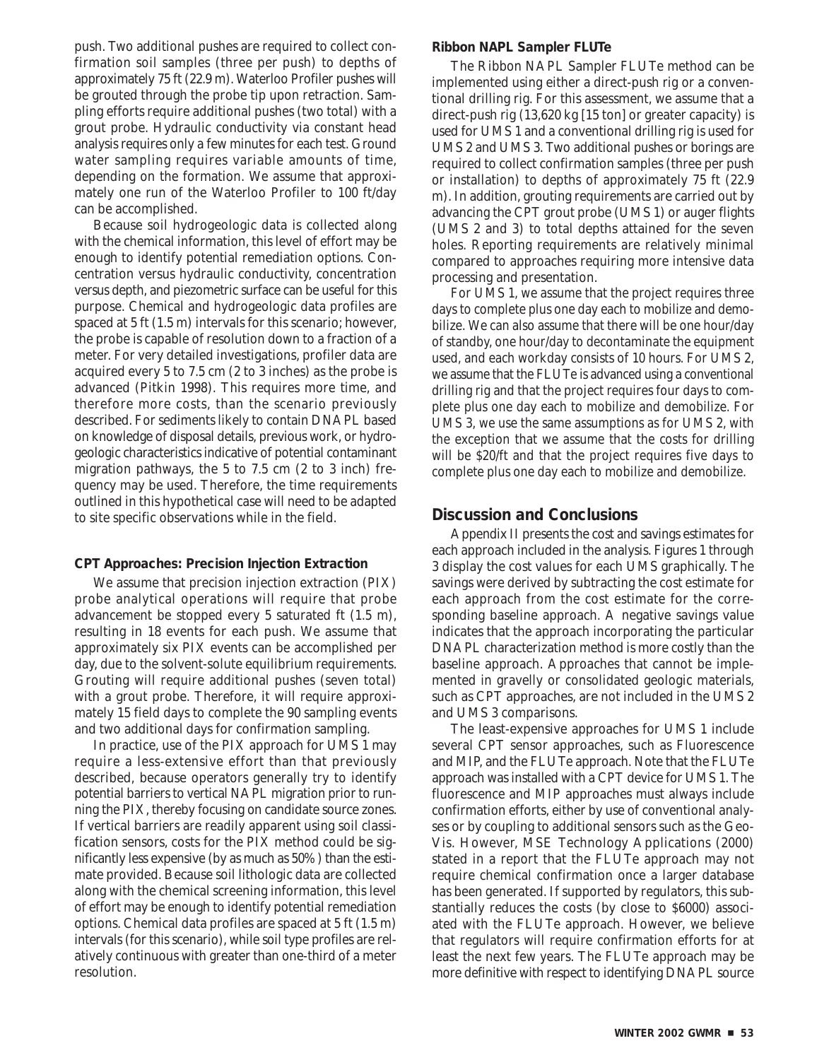push. Two additional pushes are required to collect confirmation soil samples (three per push) to depths of approximately 75 ft (22.9 m). Waterloo Profiler pushes will be grouted through the probe tip upon retraction. Sampling efforts require additional pushes (two total) with a grout probe. Hydraulic conductivity via constant head analysis requires only a few minutes for each test. Ground water sampling requires variable amounts of time, depending on the formation. We assume that approximately one run of the Waterloo Profiler to 100 ft/day can be accomplished.

Because soil hydrogeologic data is collected along with the chemical information, this level of effort may be enough to identify potential remediation options. Concentration versus hydraulic conductivity, concentration versus depth, and piezometric surface can be useful for this purpose. Chemical and hydrogeologic data profiles are spaced at 5 ft (1.5 m) intervals for this scenario; however, the probe is capable of resolution down to a fraction of a meter. For very detailed investigations, profiler data are acquired every 5 to 7.5 cm (2 to 3 inches) as the probe is advanced (Pitkin 1998). This requires more time, and therefore more costs, than the scenario previously described. For sediments likely to contain DNAPL based on knowledge of disposal details, previous work, or hydrogeologic characteristics indicative of potential contaminant migration pathways, the 5 to 7.5 cm (2 to 3 inch) frequency may be used. Therefore, the time requirements outlined in this hypothetical case will need to be adapted to site specific observations while in the field.

### CPT Approaches: Precision Injection Extraction

We assume that precision injection extraction (PIX) probe analytical operations will require that probe advancement be stopped every 5 saturated ft (1.5 m), resulting in 18 events for each push. We assume that approximately six PIX events can be accomplished per day, due to the solvent-solute equilibrium requirements. Grouting will require additional pushes (seven total) with a grout probe. Therefore, it will require approximately 15 field days to complete the 90 sampling events and two additional days for confirmation sampling.

In practice, use of the PIX approach for UMS 1 may require a less-extensive effort than that previously described, because operators generally try to identify potential barriers to vertical NAPL migration prior to running the PIX, thereby focusing on candidate source zones. If vertical barriers are readily apparent using soil classification sensors, costs for the PIX method could be significantly less expensive (by as much as 50%) than the estimate provided. Because soil lithologic data are collected along with the chemical screening information, this level of effort may be enough to identify potential remediation options. Chemical data profiles are spaced at 5 ft (1.5 m) intervals (for this scenario), while soil type profiles are relatively continuous with greater than one-third of a meter resolution.

### Ribbon NAPL Sampler FLUTe

The Ribbon NAPL Sampler FLUTe method can be implemented using either a direct-push rig or a conventional drilling rig. For this assessment, we assume that a direct-push rig (13,620 kg [15 ton] or greater capacity) is used for UMS 1 and a conventional drilling rig is used for UMS 2 and UMS 3. Two additional pushes or borings are required to collect confirmation samples (three per push or installation) to depths of approximately 75 ft (22.9 m). In addition, grouting requirements are carried out by advancing the CPT grout probe (UMS 1) or auger flights (UMS 2 and 3) to total depths attained for the seven holes. Reporting requirements are relatively minimal compared to approaches requiring more intensive data processing and presentation.

For UMS 1, we assume that the project requires three days to complete plus one day each to mobilize and demobilize. We can also assume that there will be one hour/day of standby, one hour/day to decontaminate the equipment used, and each workday consists of 10 hours. For UMS 2, we assume that the FLUTe is advanced using a conventional drilling rig and that the project requires four days to complete plus one day each to mobilize and demobilize. For UMS 3, we use the same assumptions as for UMS 2, with the exception that we assume that the costs for drilling will be $20/ft and that the project requires five days to complete plus one day each to mobilize and demobilize.

## Discussion and Conclusions

Appendix II presents the cost and savings estimates for each approach included in the analysis. Figures 1 through 3 display the cost values for each UMS graphically. The savings were derived by subtracting the cost estimate for each approach from the cost estimate for the corresponding baseline approach. A negative savings value indicates that the approach incorporating the particular DNAPL characterization method is more costly than the baseline approach. Approaches that cannot be implemented in gravelly or consolidated geologic materials, such as CPT approaches, are not included in the UMS 2 and UMS 3 comparisons.

The least-expensive approaches for UMS 1 include several CPT sensor approaches, such as Fluorescence and MIP, and the FLUTe approach. Note that the FLUTe approach was installed with a CPT device for UMS 1. The fluorescence and MIP approaches must always include confirmation efforts, either by use of conventional analyses or by coupling to additional sensors such as the GeoVis. However, MSE Technology Applications (2000) stated in a report that the FLUTe approach may not require chemical confirmation once a larger database has been generated. If supported by regulators, this substantially reduces the costs (by close to $6000) associated with the FLUTe approach. However, we believe that regulators will require confirmation efforts for at least the next few years. The FLUTe approach may be more definitive with respect to identifying DNAPL source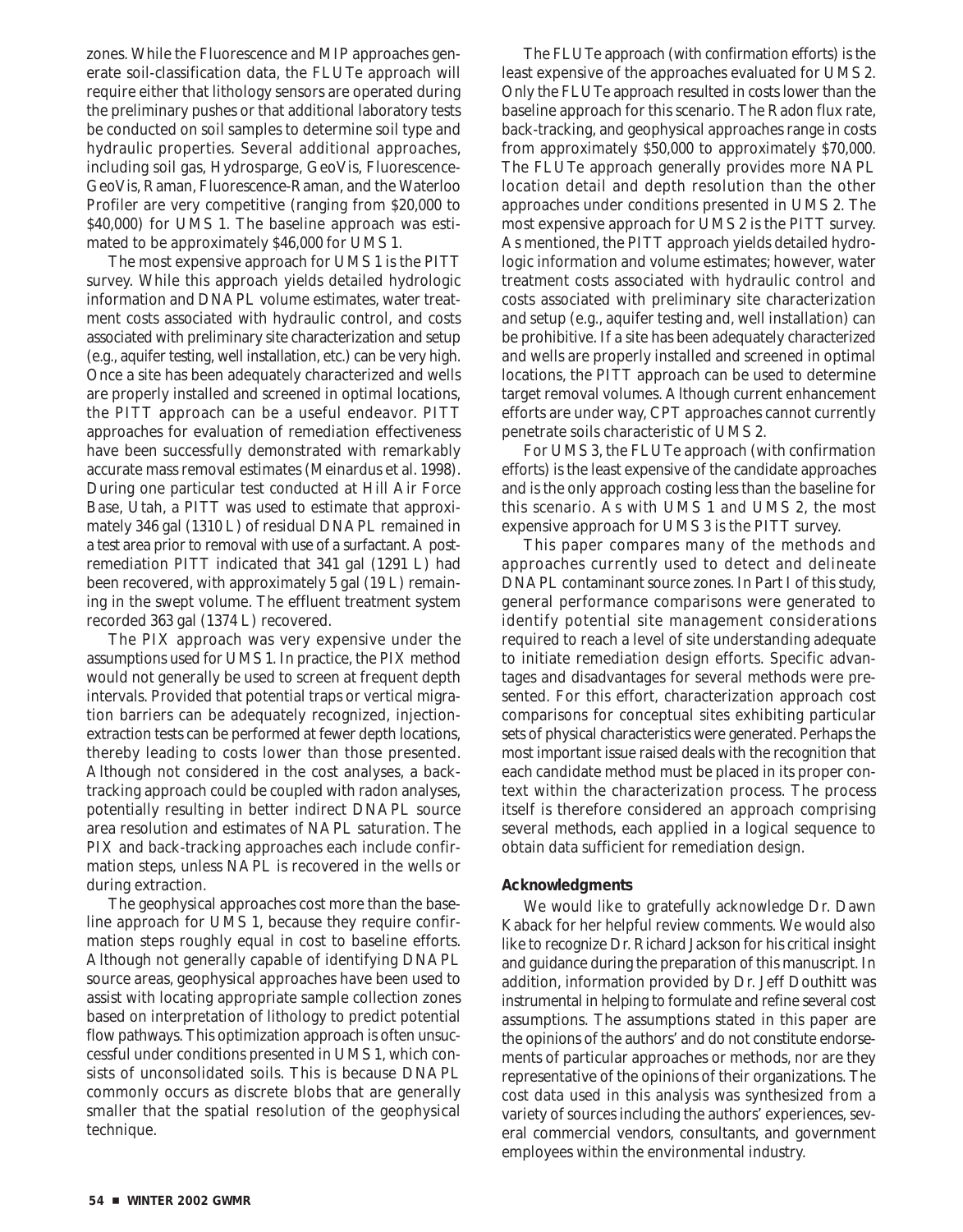zones. While the Fluorescence and MIP approaches generate soil-classification data, the FLUTe approach will require either that lithology sensors are operated during the preliminary pushes or that additional laboratory tests be conducted on soil samples to determine soil type and hydraulic properties. Several additional approaches, including soil gas, Hydrosparge, GeoVis, Fluorescence-GeoVis, Raman, Fluorescence-Raman, and the Waterloo Profiler are very competitive (ranging from $20,000 to $40,000) for UMS 1. The baseline approach was estimated to be approximately $46,000 for UMS 1.

The most expensive approach for UMS 1 is the PITT survey. While this approach yields detailed hydrologic information and DNAPL volume estimates, water treatment costs associated with hydraulic control, and costs associated with preliminary site characterization and setup (e.g., aquifer testing, well installation, etc.) can be very high. Once a site has been adequately characterized and wells are properly installed and screened in optimal locations, the PITT approach can be a useful endeavor. PITT approaches for evaluation of remediation effectiveness have been successfully demonstrated with remarkably accurate mass removal estimates (Meinardus et al. 1998). During one particular test conducted at Hill Air Force Base, Utah, a PITT was used to estimate that approximately 346 gal (1310 L) of residual DNAPL remained in a test area prior to removal with use of a surfactant. A post-remediation PITT indicated that 341 gal (1291 L) had been recovered, with approximately 5 gal (19 L) remaining in the swept volume. The effluent treatment system recorded 363 gal (1374 L) recovered.

The PIX approach was very expensive under the assumptions used for UMS 1. In practice, the PIX method would not generally be used to screen at frequent depth intervals. Provided that potential traps or vertical migration barriers can be adequately recognized, injection-extraction tests can be performed at fewer depth locations, thereby leading to costs lower than those presented. Although not considered in the cost analyses, a back-tracking approach could be coupled with radon analyses, potentially resulting in better indirect DNAPL source area resolution and estimates of NAPL saturation. The PIX and back-tracking approaches each include confirmation steps, unless NAPL is recovered in the wells or during extraction.

The geophysical approaches cost more than the baseline approach for UMS 1, because they require confirmation steps roughly equal in cost to baseline efforts. Although not generally capable of identifying DNAPL source areas, geophysical approaches have been used to assist with locating appropriate sample collection zones based on interpretation of lithology to predict potential flow pathways. This optimization approach is often unsuccessful under conditions presented in UMS 1, which consists of unconsolidated soils. This is because DNAPL commonly occurs as discrete blobs that are generally smaller that the spatial resolution of the geophysical technique.

The FLUTe approach (with confirmation efforts) is the least expensive of the approaches evaluated for UMS 2. Only the FLUTe approach resulted in costs lower than the baseline approach for this scenario. The Radon flux rate, back-tracking, and geophysical approaches range in costs from approximately $50,000 to approximately $70,000. The FLUTe approach generally provides more NAPL location detail and depth resolution than the other approaches under conditions presented in UMS 2. The most expensive approach for UMS 2 is the PITT survey. As mentioned, the PITT approach yields detailed hydrologic information and volume estimates; however, water treatment costs associated with hydraulic control and costs associated with preliminary site characterization and setup (e.g., aquifer testing and, well installation) can be prohibitive. If a site has been adequately characterized and wells are properly installed and screened in optimal locations, the PITT approach can be used to determine target removal volumes. Although current enhancement efforts are under way, CPT approaches cannot currently penetrate soils characteristic of UMS 2.

For UMS 3, the FLUTe approach (with confirmation efforts) is the least expensive of the candidate approaches and is the only approach costing less than the baseline for this scenario. As with UMS 1 and UMS 2, the most expensive approach for UMS 3 is the PITT survey.

This paper compares many of the methods and approaches currently used to detect and delineate DNAPL contaminant source zones. In Part I of this study, general performance comparisons were generated to identify potential site management considerations required to reach a level of site understanding adequate to initiate remediation design efforts. Specific advantages and disadvantages for several methods were presented. For this effort, characterization approach cost comparisons for conceptual sites exhibiting particular sets of physical characteristics were generated. Perhaps the most important issue raised deals with the recognition that each candidate method must be placed in its proper context within the characterization process. The process itself is therefore considered an approach comprising several methods, each applied in a logical sequence to obtain data sufficient for remediation design.

## Acknowledgments

We would like to gratefully acknowledge Dr. Dawn Kaback for her helpful review comments. We would also like to recognize Dr. Richard Jackson for his critical insight and guidance during the preparation of this manuscript. In addition, information provided by Dr. Jeff Douthitt was instrumental in helping to formulate and refine several cost assumptions. The assumptions stated in this paper are the opinions of the authors' and do not constitute endorsements of particular approaches or methods, nor are they representative of the opinions of their organizations. The cost data used in this analysis was synthesized from a variety of sources including the authors' experiences, several commercial vendors, consultants, and government employees within the environmental industry.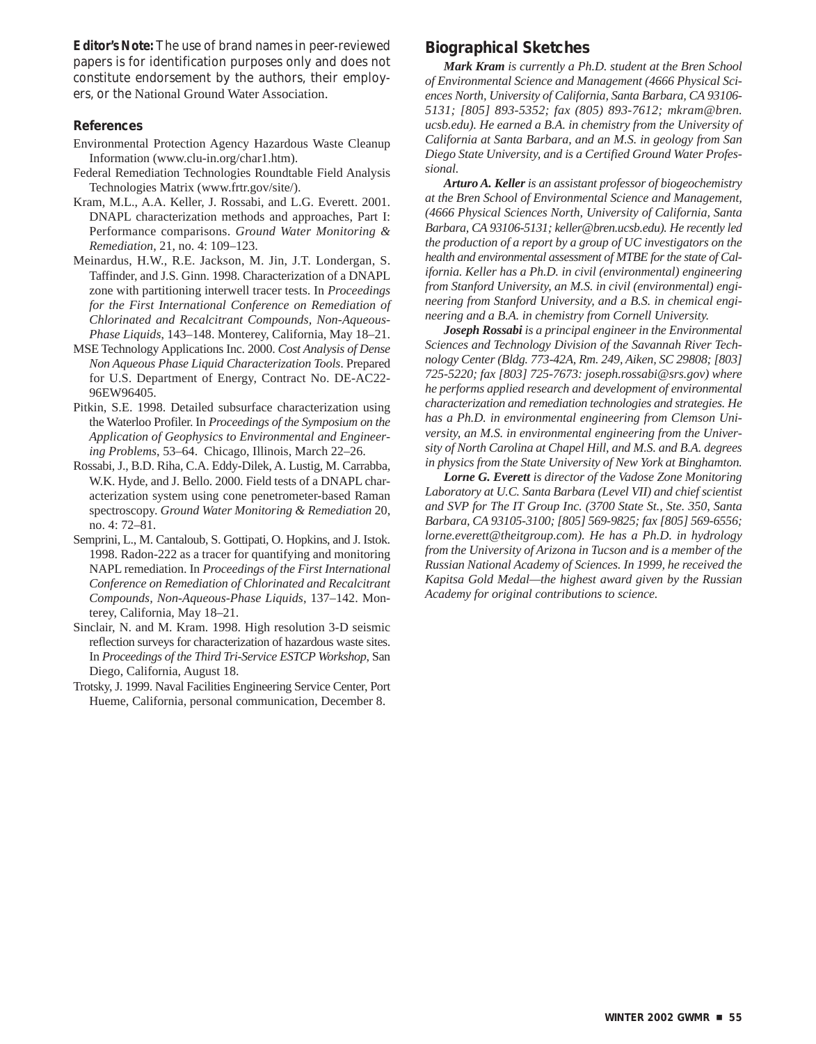**Editor's Note:** The use of brand names in peer-reviewed papers is for identification purposes only and does not constitute endorsement by the authors, their employers, or the National Ground Water Association.

### References

Environmental Protection Agency Hazardous Waste Cleanup Information (www.clu-in.org/char1.htm).

Federal Remediation Technologies Roundtable Field Analysis Technologies Matrix (www.frtr.gov/site/).

Kram, M.L., A.A. Keller, J. Rossabi, and L.G. Everett. 2001. DNAPL characterization methods and approaches, Part I: Performance comparisons. *Ground Water Monitoring & Remediation*, 21, no. 4: 109–123.

Meinardus, H.W., R.E. Jackson, M. Jin, J.T. Londergan, S. Taffinder, and J.S. Ginn. 1998. Characterization of a DNAPL zone with partitioning interwell tracer tests. In *Proceedings for the First International Conference on Remediation of Chlorinated and Recalcitrant Compounds, Non-Aqueous-Phase Liquids*, 143–148. Monterey, California, May 18–21.

MSE Technology Applications Inc. 2000. *Cost Analysis of Dense Non Aqueous Phase Liquid Characterization Tools*. Prepared for U.S. Department of Energy, Contract No. DE-AC22-96EW96405.

Pitkin, S.E. 1998. Detailed subsurface characterization using the Waterloo Profiler. In *Proceedings of the Symposium on the Application of Geophysics to Environmental and Engineering Problems*, 53–64. Chicago, Illinois, March 22–26.

Rossabi, J., B.D. Riha, C.A. Eddy-Dilek, A. Lustig, M. Carrabba, W.K. Hyde, and J. Bello. 2000. Field tests of a DNAPL characterization system using cone penetrometer-based Raman spectroscopy. *Ground Water Monitoring & Remediation* 20, no. 4: 72–81.

Semprini, L., M. Cantaloub, S. Gottipati, O. Hopkins, and J. Istok. 1998. Radon-222 as a tracer for quantifying and monitoring NAPL remediation. In *Proceedings of the First International Conference on Remediation of Chlorinated and Recalcitrant Compounds, Non-Aqueous-Phase Liquids*, 137–142. Monterey, California, May 18–21.

Sinclair, N. and M. Kram. 1998. High resolution 3-D seismic reflection surveys for characterization of hazardous waste sites. In *Proceedings of the Third Tri-Service ESTCP Workshop*, San Diego, California, August 18.

Trotsky, J. 1999. Naval Facilities Engineering Service Center, Port Hueme, California, personal communication, December 8.

## Biographical Sketches

***Mark Kram*** *is currently a Ph.D. student at the Bren School of Environmental Science and Management (4666 Physical Sciences North, University of California, Santa Barbara, CA 93106-5131; [805] 893-5352; fax (805) 893-7612; mkram@bren.ucsb.edu). He earned a B.A. in chemistry from the University of California at Santa Barbara, and an M.S. in geology from San Diego State University, and is a Certified Ground Water Professional.*

***Arturo A. Keller*** *is an assistant professor of biogeochemistry at the Bren School of Environmental Science and Management, (4666 Physical Sciences North, University of California, Santa Barbara, CA 93106-5131; keller@bren.ucsb.edu). He recently led the production of a report by a group of UC investigators on the health and environmental assessment of MTBE for the state of California. Keller has a Ph.D. in civil (environmental) engineering from Stanford University, an M.S. in civil (environmental) engineering from Stanford University, and a B.S. in chemical engineering and a B.A. in chemistry from Cornell University.*

***Joseph Rossabi*** *is a principal engineer in the Environmental Sciences and Technology Division of the Savannah River Technology Center (Bldg. 773-42A, Rm. 249, Aiken, SC 29808; [803] 725-5220; fax [803] 725-7673: joseph.rossabi@srs.gov) where he performs applied research and development of environmental characterization and remediation technologies and strategies. He has a Ph.D. in environmental engineering from Clemson University, an M.S. in environmental engineering from the University of North Carolina at Chapel Hill, and M.S. and B.A. degrees in physics from the State University of New York at Binghamton.*

***Lorne G. Everett*** *is director of the Vadose Zone Monitoring Laboratory at U.C. Santa Barbara (Level VII) and chief scientist and SVP for The IT Group Inc. (3700 State St., Ste. 350, Santa Barbara, CA 93105-3100; [805] 569-9825; fax [805] 569-6556; lorne.everett@theitgroup.com). He has a Ph.D. in hydrology from the University of Arizona in Tucson and is a member of the Russian National Academy of Sciences. In 1999, he received the Kapitsa Gold Medal—the highest award given by the Russian Academy for original contributions to science.*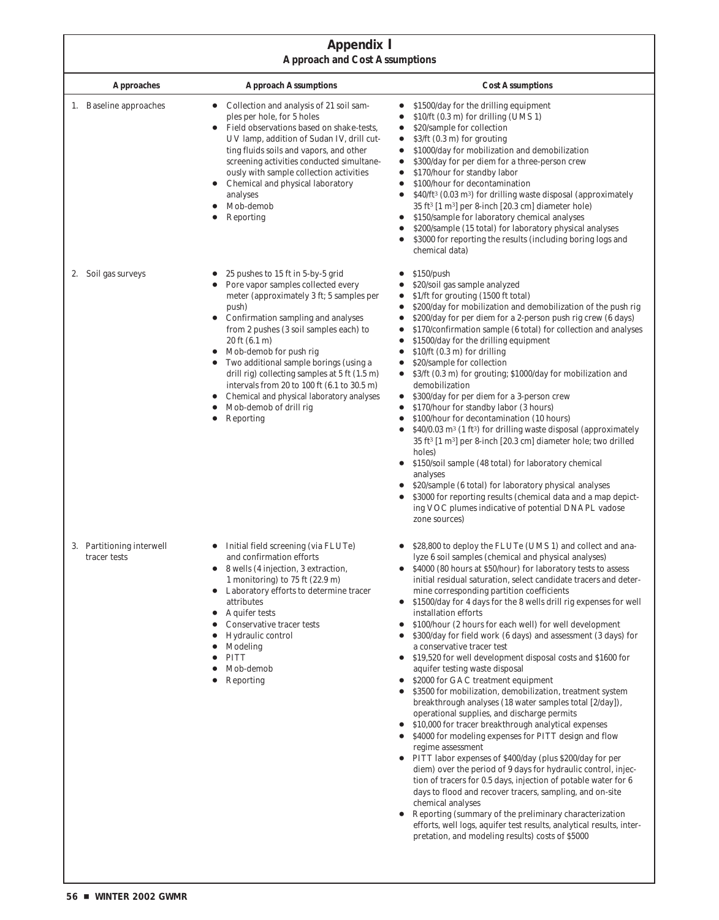# Appendix I

## Approach and Cost Assumptions

| Approaches | Approach Assumptions | Cost Assumptions |
|---|---|---|
| 1. Baseline approaches | • Collection and analysis of 21 soil samples per hole, for 5 holes<br>• Field observations based on shake-tests, UV lamp, addition of Sudan IV, drill cutting fluids soils and vapors, and other screening activities conducted simultaneously with sample collection activities<br>• Chemical and physical laboratory analyses<br>• Mob-demob<br>• Reporting | • \$1500/day for the drilling equipment<br>• \$10/ft (0.3 m) for drilling (UMS 1)<br>• \$20/sample for collection<br>• \$3/ft (0.3 m) for grouting<br>• \$1000/day for mobilization and demobilization<br>• \$300/day for per diem for a three-person crew<br>• \$170/hour for standby labor<br>• \$100/hour for decontamination<br>• \$40/ft$^3$ (0.03 m$^3$) for drilling waste disposal (approximately 35 ft$^3$ [1 m$^3$] per 8-inch [20.3 cm] diameter hole)<br>• \$150/sample for laboratory chemical analyses<br>• \$200/sample (15 total) for laboratory physical analyses<br>• \$3000 for reporting the results (including boring logs and chemical data) |
| 2. Soil gas surveys | • 25 pushes to 15 ft in 5-by-5 grid<br>• Pore vapor samples collected every meter (approximately 3 ft; 5 samples per push)<br>• Confirmation sampling and analyses from 2 pushes (3 soil samples each) to 20 ft (6.1 m)<br>• Mob-demob for push rig<br>• Two additional sample borings (using a drill rig) collecting samples at 5 ft (1.5 m) intervals from 20 to 100 ft (6.1 to 30.5 m)<br>• Chemical and physical laboratory analyses<br>• Mob-demob of drill rig<br>• Reporting | • \$150/push<br>• \$20/soil gas sample analyzed<br>• \$1/ft for grouting (1500 ft total)<br>• \$200/day for mobilization and demobilization of the push rig<br>• \$200/day for per diem for a 2-person push rig crew (6 days)<br>• \$170/confirmation sample (6 total) for collection and analyses<br>• \$1500/day for the drilling equipment<br>• \$10/ft (0.3 m) for drilling<br>• \$20/sample for collection<br>• \$3/ft (0.3 m) for grouting; \$1000/day for mobilization and demobilization<br>• \$300/day for per diem for a 3-person crew<br>• \$170/hour for standby labor (3 hours)<br>• \$100/hour for decontamination (10 hours)<br>• \$40/0.03 m$^3$ (1 ft$^3$) for drilling waste disposal (approximately 35 ft$^3$ [1 m$^3$] per 8-inch [20.3 cm] diameter hole; two drilled holes)<br>• \$150/soil sample (48 total) for laboratory chemical analyses<br>• \$20/sample (6 total) for laboratory physical analyses<br>• \$3000 for reporting results (chemical data and a map depicting VOC plumes indicative of potential DNAPL vadose zone sources) |
| 3. Partitioning interwell tracer tests | • Initial field screening (via FLUTe) and confirmation efforts<br>• 8 wells (4 injection, 3 extraction, 1 monitoring) to 75 ft (22.9 m)<br>• Laboratory efforts to determine tracer attributes<br>• Aquifer tests<br>• Conservative tracer tests<br>• Hydraulic control<br>• Modeling<br>• PITT<br>• Mob-demob<br>• Reporting | • \$28,800 to deploy the FLUTe (UMS 1) and collect and analyze 6 soil samples (chemical and physical analyses)<br>• \$4000 (80 hours at \$50/hour) for laboratory tests to assess initial residual saturation, select candidate tracers and determine corresponding partition coefficients<br>• \$1500/day for 4 days for the 8 wells drill rig expenses for well installation efforts<br>• \$100/hour (2 hours for each well) for well development<br>• \$300/day for field work (6 days) and assessment (3 days) for a conservative tracer test<br>• \$19,520 for well development disposal costs and \$1600 for aquifer testing waste disposal<br>• \$2000 for GAC treatment equipment<br>• \$3500 for mobilization, demobilization, treatment system breakthrough analyses (18 water samples total [2/day]), operational supplies, and discharge permits<br>• \$10,000 for tracer breakthrough analytical expenses<br>• \$4000 for modeling expenses for PITT design and flow regime assessment<br>• PITT labor expenses of \$400/day (plus \$200/day for per diem) over the period of 9 days for hydraulic control, injection of tracers for 0.5 days, injection of potable water for 6 days to flood and recover tracers, sampling, and on-site chemical analyses<br>• Reporting (summary of the preliminary characterization efforts, well logs, aquifer test results, analytical results, interpretation, and modeling results) costs of \$5000 |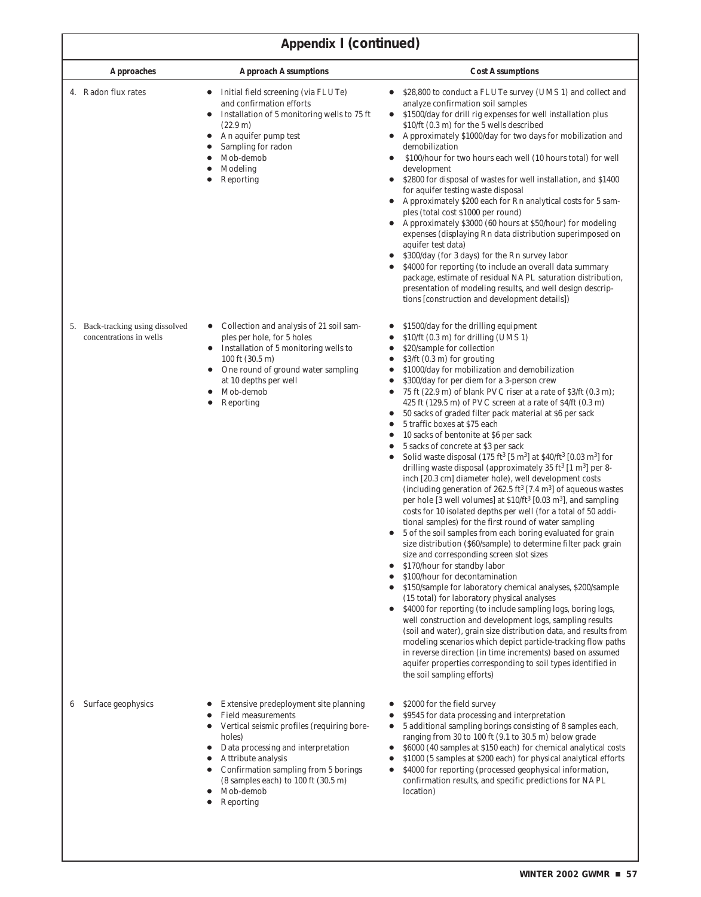## Appendix I (continued)

| Approaches | Approach Assumptions | Cost Assumptions |
|---|---|---|
| 4. Radon flux rates | • Initial field screening (via FLUTe) and confirmation efforts<br>• Installation of 5 monitoring wells to 75 ft (22.9 m)<br>• An aquifer pump test<br>• Sampling for radon<br>• Mob-demob<br>• Modeling<br>• Reporting | • \$28,800 to conduct a FLUTe survey (UMS 1) and collect and analyze confirmation soil samples<br>• \$1500/day for drill rig expenses for well installation plus \$10/ft (0.3 m) for the 5 wells described<br>• Approximately \$1000/day for two days for mobilization and demobilization<br>• \$100/hour for two hours each well (10 hours total) for well development<br>• \$2800 for disposal of wastes for well installation, and \$1400 for aquifer testing waste disposal<br>• Approximately \$200 each for Rn analytical costs for 5 samples (total cost \$1000 per round)<br>• Approximately \$3000 (60 hours at \$50/hour) for modeling expenses (displaying Rn data distribution superimposed on aquifer test data)<br>• \$300/day (for 3 days) for the Rn survey labor<br>• \$4000 for reporting (to include an overall data summary package, estimate of residual NAPL saturation distribution, presentation of modeling results, and well design descriptions [construction and development details]) |
| 5. Back-tracking using dissolved concentrations in wells | • Collection and analysis of 21 soil samples per hole, for 5 holes<br>• Installation of 5 monitoring wells to 100 ft (30.5 m)<br>• One round of ground water sampling at 10 depths per well<br>• Mob-demob<br>• Reporting | • \$1500/day for the drilling equipment<br>• \$10/ft (0.3 m) for drilling (UMS 1)<br>• \$20/sample for collection<br>• \$3/ft (0.3 m) for grouting<br>• \$1000/day for mobilization and demobilization<br>• \$300/day for per diem for a 3-person crew<br>• 75 ft (22.9 m) of blank PVC riser at a rate of \$3/ft (0.3 m); 425 ft (129.5 m) of PVC screen at a rate of \$4/ft (0.3 m)<br>• 50 sacks of graded filter pack material at \$6 per sack<br>• 5 traffic boxes at \$75 each<br>• 10 sacks of bentonite at \$6 per sack<br>• 5 sacks of concrete at \$3 per sack<br>• Solid waste disposal (175 $ft^3$ [5 $m^3$] at \$40/$ft^3$ [0.03 $m^3$] for drilling waste disposal (approximately 35 $ft^3$ [1 $m^3$] per 8-inch [20.3 cm] diameter hole), well development costs (including generation of 262.5 $ft^3$ [7.4 $m^3$] of aqueous wastes per hole [3 well volumes] at \$10/$ft^3$ [0.03 $m^3$], and sampling costs for 10 isolated depths per well (for a total of 50 additional samples) for the first round of water sampling<br>• 5 of the soil samples from each boring evaluated for grain size distribution (\$60/sample) to determine filter pack grain size and corresponding screen slot sizes<br>• \$170/hour for standby labor<br>• \$100/hour for decontamination<br>• \$150/sample for laboratory chemical analyses, \$200/sample (15 total) for laboratory physical analyses<br>• \$4000 for reporting (to include sampling logs, boring logs, well construction and development logs, sampling results (soil and water), grain size distribution data, and results from modeling scenarios which depict particle-tracking flow paths in reverse direction (in time increments) based on assumed aquifer properties corresponding to soil types identified in the soil sampling efforts) |
| 6 Surface geophysics | • Extensive predeployment site planning<br>• Field measurements<br>• Vertical seismic profiles (requiring boreholes)<br>• Data processing and interpretation<br>• Attribute analysis<br>• Confirmation sampling from 5 borings (8 samples each) to 100 ft (30.5 m)<br>• Mob-demob<br>• Reporting | • \$2000 for the field survey<br>• \$9545 for data processing and interpretation<br>• 5 additional sampling borings consisting of 8 samples each, ranging from 30 to 100 ft (9.1 to 30.5 m) below grade<br>• \$6000 (40 samples at \$150 each) for chemical analytical costs<br>• \$1000 (5 samples at \$200 each) for physical analytical efforts<br>• \$4000 for reporting (processed geophysical information, confirmation results, and specific predictions for NAPL location) |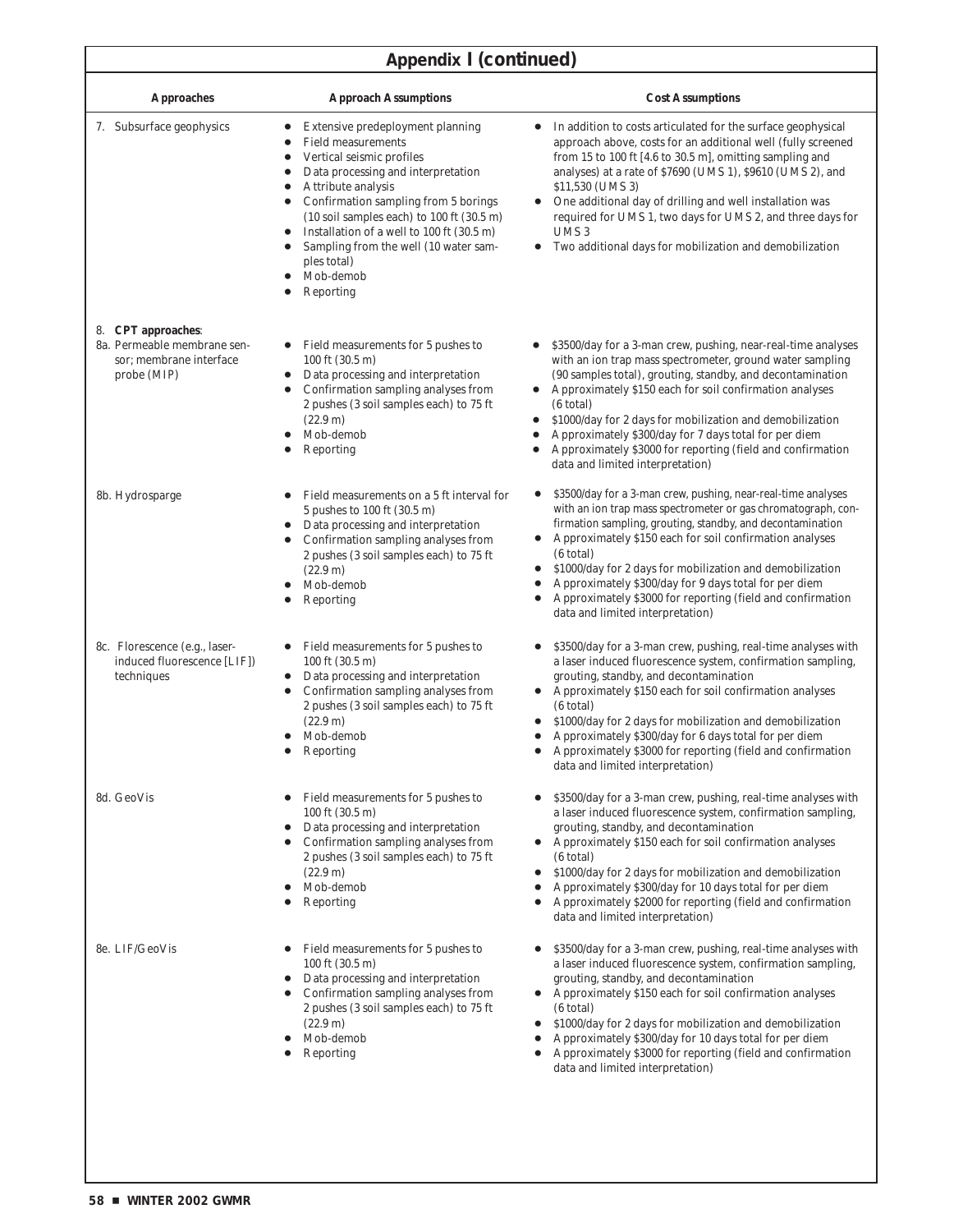## Appendix I (continued)

| Approaches | Approach Assumptions | Cost Assumptions |
|---|---|---|
| 7. Subsurface geophysics | • Extensive predeployment planning<br>• Field measurements<br>• Vertical seismic profiles<br>• Data processing and interpretation<br>• Attribute analysis<br>• Confirmation sampling from 5 borings (10 soil samples each) to 100 ft (30.5 m)<br>• Installation of a well to 100 ft (30.5 m)<br>• Sampling from the well (10 water samples total)<br>• Mob-demob<br>• Reporting | • In addition to costs articulated for the surface geophysical approach above, costs for an additional well (fully screened from 15 to 100 ft [4.6 to 30.5 m], omitting sampling and analyses) at a rate of $7690 (UMS 1), $9610 (UMS 2), and $11,530 (UMS 3)<br>• One additional day of drilling and well installation was required for UMS 1, two days for UMS 2, and three days for UMS 3<br>• Two additional days for mobilization and demobilization |
| 8. **CPT approaches**: | | |
| 8a. Permeable membrane sensor; membrane interface probe (MIP) | • Field measurements for 5 pushes to 100 ft (30.5 m)<br>• Data processing and interpretation<br>• Confirmation sampling analyses from 2 pushes (3 soil samples each) to 75 ft (22.9 m)<br>• Mob-demob<br>• Reporting | • $3500/day for a 3-man crew, pushing, near-real-time analyses with an ion trap mass spectrometer, ground water sampling (90 samples total), grouting, standby, and decontamination<br>• Approximately $150 each for soil confirmation analyses (6 total)<br>• $1000/day for 2 days for mobilization and demobilization<br>• Approximately $300/day for 7 days total for per diem<br>• Approximately $3000 for reporting (field and confirmation data and limited interpretation) |
| 8b. Hydrosparge | • Field measurements on a 5 ft interval for 5 pushes to 100 ft (30.5 m)<br>• Data processing and interpretation<br>• Confirmation sampling analyses from 2 pushes (3 soil samples each) to 75 ft (22.9 m)<br>• Mob-demob<br>• Reporting | • $3500/day for a 3-man crew, pushing, near-real-time analyses with an ion trap mass spectrometer or gas chromatograph, confirmation sampling, grouting, standby, and decontamination<br>• Approximately $150 each for soil confirmation analyses (6 total)<br>• $1000/day for 2 days for mobilization and demobilization<br>• Approximately $300/day for 9 days total for per diem<br>• Approximately $3000 for reporting (field and confirmation data and limited interpretation) |
| 8c. Florescence (e.g., laser-induced fluorescence [LIF]) techniques | • Field measurements for 5 pushes to 100 ft (30.5 m)<br>• Data processing and interpretation<br>• Confirmation sampling analyses from 2 pushes (3 soil samples each) to 75 ft (22.9 m)<br>• Mob-demob<br>• Reporting | • $3500/day for a 3-man crew, pushing, real-time analyses with a laser induced fluorescence system, confirmation sampling, grouting, standby, and decontamination<br>• Approximately $150 each for soil confirmation analyses (6 total)<br>• $1000/day for 2 days for mobilization and demobilization<br>• Approximately $300/day for 6 days total for per diem<br>• Approximately $3000 for reporting (field and confirmation data and limited interpretation) |
| 8d. GeoVis | • Field measurements for 5 pushes to 100 ft (30.5 m)<br>• Data processing and interpretation<br>• Confirmation sampling analyses from 2 pushes (3 soil samples each) to 75 ft (22.9 m)<br>• Mob-demob<br>• Reporting | • $3500/day for a 3-man crew, pushing, real-time analyses with a laser induced fluorescence system, confirmation sampling, grouting, standby, and decontamination<br>• Approximately $150 each for soil confirmation analyses (6 total)<br>• $1000/day for 2 days for mobilization and demobilization<br>• Approximately $300/day for 10 days total for per diem<br>• Approximately $2000 for reporting (field and confirmation data and limited interpretation) |
| 8e. LIF/GeoVis | • Field measurements for 5 pushes to 100 ft (30.5 m)<br>• Data processing and interpretation<br>• Confirmation sampling analyses from 2 pushes (3 soil samples each) to 75 ft (22.9 m)<br>• Mob-demob<br>• Reporting | • $3500/day for a 3-man crew, pushing, real-time analyses with a laser induced fluorescence system, confirmation sampling, grouting, standby, and decontamination<br>• Approximately $150 each for soil confirmation analyses (6 total)<br>• $1000/day for 2 days for mobilization and demobilization<br>• Approximately $300/day for 10 days total for per diem<br>• Approximately $3000 for reporting (field and confirmation data and limited interpretation) |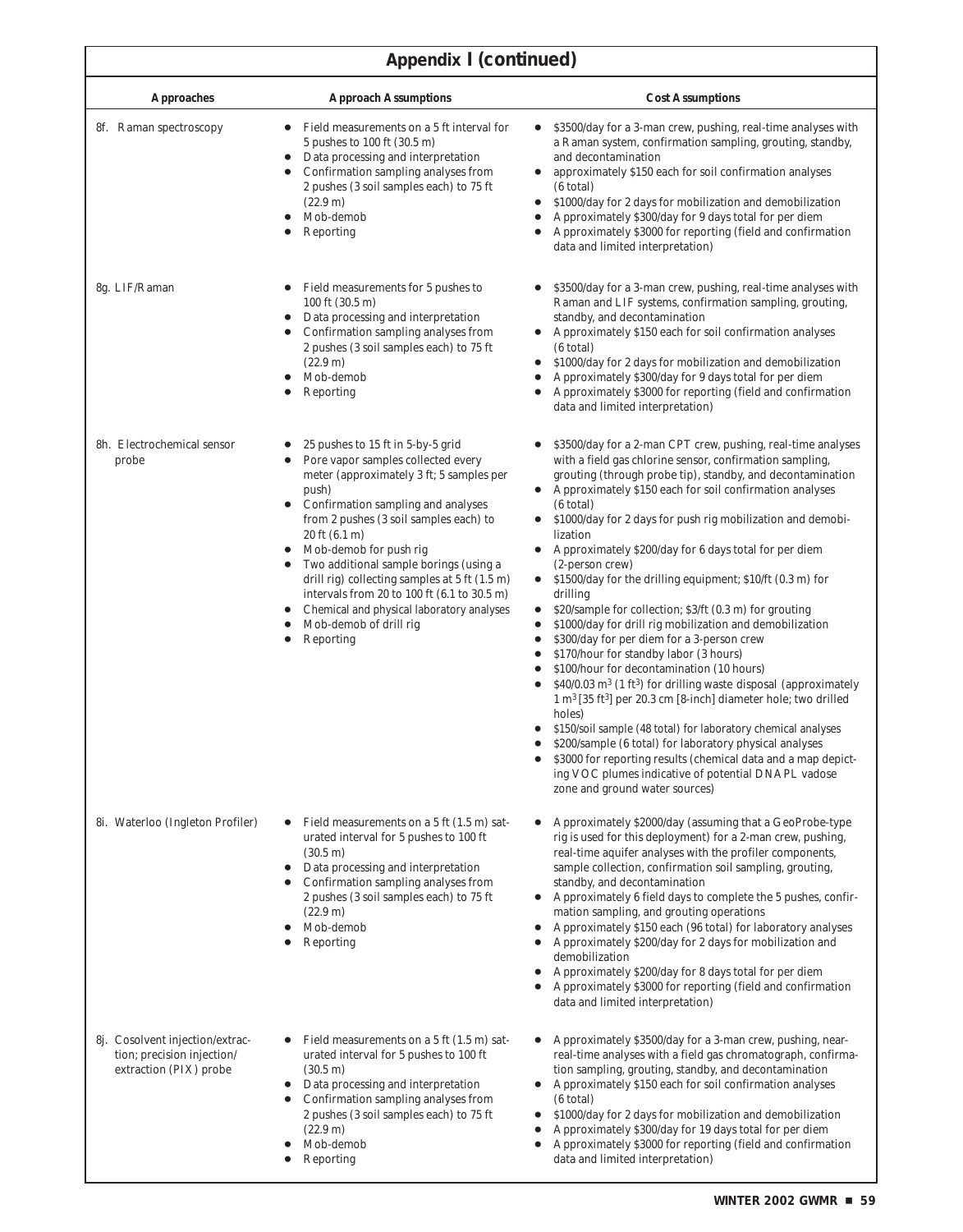## Appendix I (continued)

| Approaches | Approach Assumptions | Cost Assumptions |
|---|---|---|
| 8f. Raman spectroscopy | • Field measurements on a 5 ft interval for 5 pushes to 100 ft (30.5 m)<br>• Data processing and interpretation<br>• Confirmation sampling analyses from 2 pushes (3 soil samples each) to 75 ft (22.9 m)<br>• Mob-demob<br>• Reporting | • \$3500/day for a 3-man crew, pushing, real-time analyses with a Raman system, confirmation sampling, grouting, standby, and decontamination<br>• approximately \$150 each for soil confirmation analyses (6 total)<br>• \$1000/day for 2 days for mobilization and demobilization<br>• Approximately \$300/day for 9 days total for per diem<br>• Approximately \$3000 for reporting (field and confirmation data and limited interpretation) |
| 8g. LIF/Raman | • Field measurements for 5 pushes to 100 ft (30.5 m)<br>• Data processing and interpretation<br>• Confirmation sampling analyses from 2 pushes (3 soil samples each) to 75 ft (22.9 m)<br>• Mob-demob<br>• Reporting | • \$3500/day for a 3-man crew, pushing, real-time analyses with Raman and LIF systems, confirmation sampling, grouting, standby, and decontamination<br>• Approximately \$150 each for soil confirmation analyses (6 total)<br>• \$1000/day for 2 days for mobilization and demobilization<br>• Approximately \$300/day for 9 days total for per diem<br>• Approximately \$3000 for reporting (field and confirmation data and limited interpretation) |
| 8h. Electrochemical sensor probe | • 25 pushes to 15 ft in 5-by-5 grid<br>• Pore vapor samples collected every meter (approximately 3 ft; 5 samples per push)<br>• Confirmation sampling and analyses from 2 pushes (3 soil samples each) to 20 ft (6.1 m)<br>• Mob-demob for push rig<br>• Two additional sample borings (using a drill rig) collecting samples at 5 ft (1.5 m) intervals from 20 to 100 ft (6.1 to 30.5 m)<br>• Chemical and physical laboratory analyses<br>• Mob-demob of drill rig<br>• Reporting | • \$3500/day for a 2-man CPT crew, pushing, real-time analyses with a field gas chlorine sensor, confirmation sampling, grouting (through probe tip), standby, and decontamination<br>• Approximately \$150 each for soil confirmation analyses (6 total)<br>• \$1000/day for 2 days for push rig mobilization and demobilization<br>• Approximately \$200/day for 6 days total for per diem (2-person crew)<br>• \$1500/day for the drilling equipment; \$10/ft (0.3 m) for drilling<br>• \$20/sample for collection; \$3/ft (0.3 m) for grouting<br>• \$1000/day for drill rig mobilization and demobilization<br>• \$300/day for per diem for a 3-person crew<br>• \$170/hour for standby labor (3 hours)<br>• \$100/hour for decontamination (10 hours)<br>• \$40/0.03 $m^3$ (1 $ft^3$) for drilling waste disposal (approximately 1 $m^3$ [35 $ft^3$] per 20.3 cm [8-inch] diameter hole; two drilled holes)<br>• \$150/soil sample (48 total) for laboratory chemical analyses<br>• \$200/sample (6 total) for laboratory physical analyses<br>• \$3000 for reporting results (chemical data and a map depicting VOC plumes indicative of potential DNAPL vadose zone and ground water sources) |
| 8i. Waterloo (Ingleton Profiler) | • Field measurements on a 5 ft (1.5 m) saturated interval for 5 pushes to 100 ft (30.5 m)<br>• Data processing and interpretation<br>• Confirmation sampling analyses from 2 pushes (3 soil samples each) to 75 ft (22.9 m)<br>• Mob-demob<br>• Reporting | • Approximately \$2000/day (assuming that a GeoProbe-type rig is used for this deployment) for a 2-man crew, pushing, real-time aquifer analyses with the profiler components, sample collection, confirmation soil sampling, grouting, standby, and decontamination<br>• Approximately 6 field days to complete the 5 pushes, confirmation sampling, and grouting operations<br>• Approximately \$150 each (96 total) for laboratory analyses<br>• Approximately \$200/day for 2 days for mobilization and demobilization<br>• Approximately \$200/day for 8 days total for per diem<br>• Approximately \$3000 for reporting (field and confirmation data and limited interpretation) |
| 8j. Cosolvent injection/extraction; precision injection/extraction (PIX) probe | • Field measurements on a 5 ft (1.5 m) saturated interval for 5 pushes to 100 ft (30.5 m)<br>• Data processing and interpretation<br>• Confirmation sampling analyses from 2 pushes (3 soil samples each) to 75 ft (22.9 m)<br>• Mob-demob<br>• Reporting | • Approximately \$3500/day for a 3-man crew, pushing, near-real-time analyses with a field gas chromatograph, confirmation sampling, grouting, standby, and decontamination<br>• Approximately \$150 each for soil confirmation analyses (6 total)<br>• \$1000/day for 2 days for mobilization and demobilization<br>• Approximately \$300/day for 19 days total for per diem<br>• Approximately \$3000 for reporting (field and confirmation data and limited interpretation) |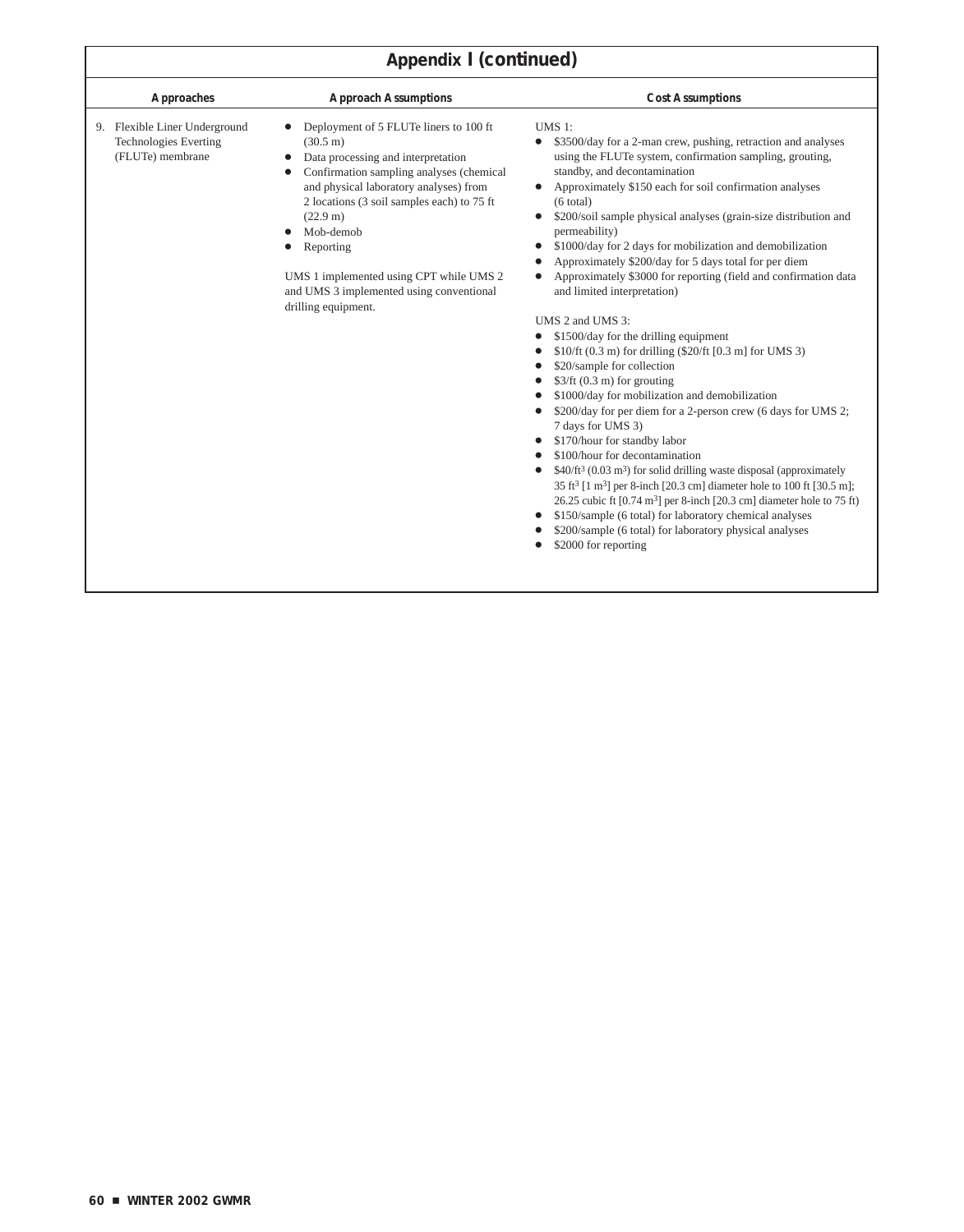## Appendix I (continued)

| Approaches | Approach Assumptions | Cost Assumptions |
|---|---|---|
| 9. Flexible Liner Underground Technologies Everting (FLUTe) membrane | • Deployment of 5 FLUTe liners to 100 ft (30.5 m)<br>• Data processing and interpretation<br>• Confirmation sampling analyses (chemical and physical laboratory analyses) from 2 locations (3 soil samples each) to 75 ft (22.9 m)<br>• Mob-demob<br>• Reporting<br><br>UMS 1 implemented using CPT while UMS 2 and UMS 3 implemented using conventional drilling equipment. | UMS 1:<br>• \$3500/day for a 2-man crew, pushing, retraction and analyses using the FLUTe system, confirmation sampling, grouting, standby, and decontamination<br>• Approximately \$150 each for soil confirmation analyses (6 total)<br>• \$200/soil sample physical analyses (grain-size distribution and permeability)<br>• \$1000/day for 2 days for mobilization and demobilization<br>• Approximately \$200/day for 5 days total for per diem<br>• Approximately \$3000 for reporting (field and confirmation data and limited interpretation)<br><br>UMS 2 and UMS 3:<br>• \$1500/day for the drilling equipment<br>• \$10/ft (0.3 m) for drilling (\$20/ft [0.3 m] for UMS 3)<br>• \$20/sample for collection<br>• \$3/ft (0.3 m) for grouting<br>• \$1000/day for mobilization and demobilization<br>• \$200/day for per diem for a 2-person crew (6 days for UMS 2; 7 days for UMS 3)<br>• \$170/hour for standby labor<br>• \$100/hour for decontamination<br>• \$40/ft$^3$ (0.03 m$^3$) for solid drilling waste disposal (approximately 35 ft$^3$ [1 m$^3$] per 8-inch [20.3 cm] diameter hole to 100 ft [30.5 m]; 26.25 cubic ft [0.74 m$^3$] per 8-inch [20.3 cm] diameter hole to 75 ft)<br>• \$150/sample (6 total) for laboratory chemical analyses<br>• \$200/sample (6 total) for laboratory physical analyses<br>• \$2000 for reporting |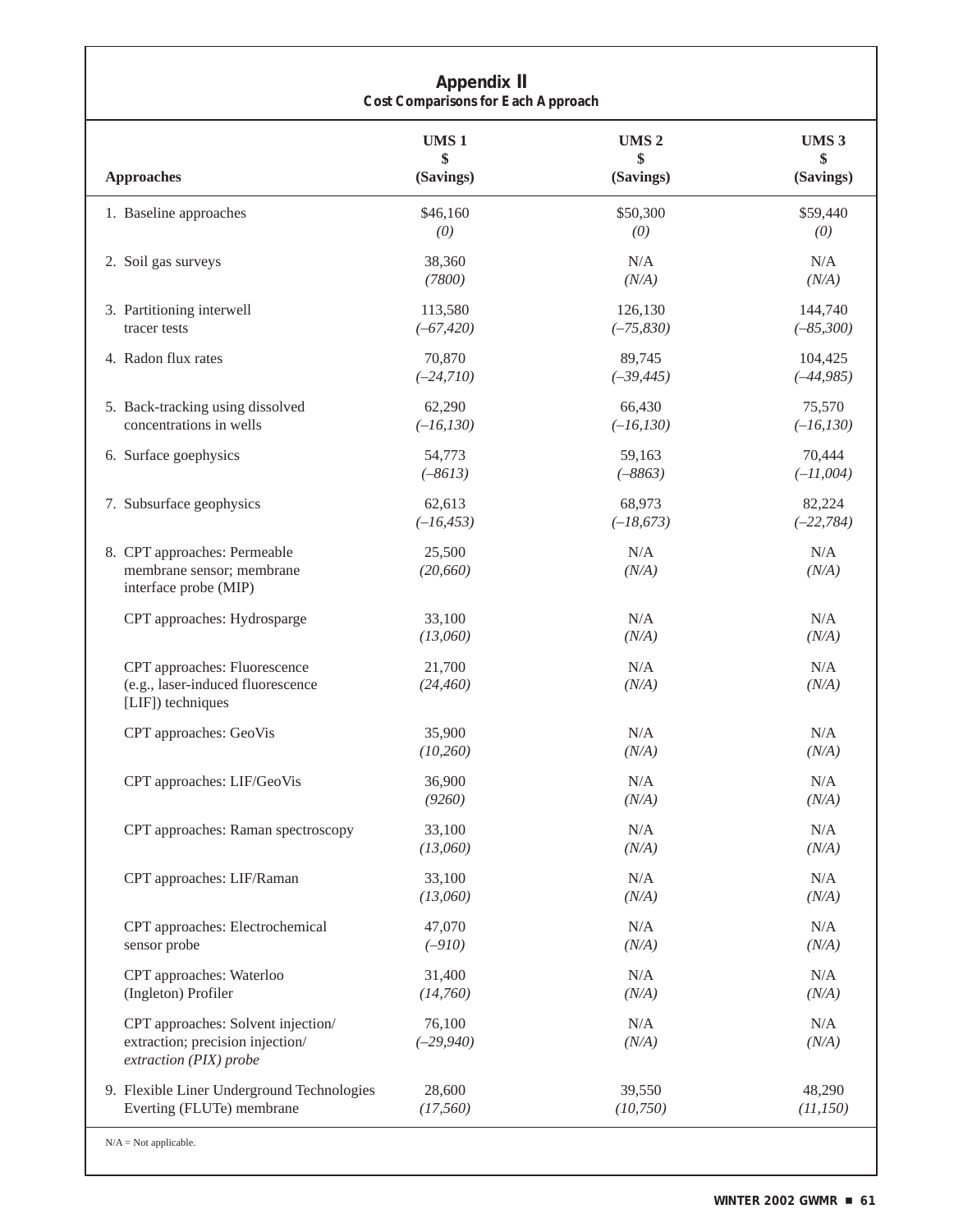## Appendix II

**Cost Comparisons for Each Approach**

| Approaches | UMS 1 $ (Savings) | UMS 2 $ (Savings) | UMS 3 $ (Savings) |
|---|---|---|---|
| 1. Baseline approaches | $46,160 *(0)* | $50,300 *(0)* | $59,440 *(0)* |
| 2. Soil gas surveys | 38,360 *(7800)* | N/A *(N/A)* | N/A *(N/A)* |
| 3. Partitioning interwell tracer tests | 113,580 *(–67,420)* | 126,130 *(–75,830)* | 144,740 *(–85,300)* |
| 4. Radon flux rates | 70,870 *(–24,710)* | 89,745 *(–39,445)* | 104,425 *(–44,985)* |
| 5. Back-tracking using dissolved concentrations in wells | 62,290 *(–16,130)* | 66,430 *(–16,130)* | 75,570 *(–16,130)* |
| 6. Surface goephysics | 54,773 *(–8613)* | 59,163 *(–8863)* | 70,444 *(–11,004)* |
| 7. Subsurface geophysics | 62,613 *(–16,453)* | 68,973 *(–18,673)* | 82,224 *(–22,784)* |
| 8. CPT approaches: Permeable membrane sensor; membrane interface probe (MIP) | 25,500 *(20,660)* | N/A *(N/A)* | N/A *(N/A)* |
| CPT approaches: Hydrosparge | 33,100 *(13,060)* | N/A *(N/A)* | N/A *(N/A)* |
| CPT approaches: Fluorescence (e.g., laser-induced fluorescence [LIF]) techniques | 21,700 *(24,460)* | N/A *(N/A)* | N/A *(N/A)* |
| CPT approaches: GeoVis | 35,900 *(10,260)* | N/A *(N/A)* | N/A *(N/A)* |
| CPT approaches: LIF/GeoVis | 36,900 *(9260)* | N/A *(N/A)* | N/A *(N/A)* |
| CPT approaches: Raman spectroscopy | 33,100 *(13,060)* | N/A *(N/A)* | N/A *(N/A)* |
| CPT approaches: LIF/Raman | 33,100 *(13,060)* | N/A *(N/A)* | N/A *(N/A)* |
| CPT approaches: Electrochemical sensor probe | 47,070 *(–910)* | N/A *(N/A)* | N/A *(N/A)* |
| CPT approaches: Waterloo (Ingleton) Profiler | 31,400 *(14,760)* | N/A *(N/A)* | N/A *(N/A)* |
| CPT approaches: Solvent injection/ extraction; precision injection/ *extraction (PIX) probe* | 76,100 *(–29,940)* | N/A *(N/A)* | N/A *(N/A)* |
| 9. Flexible Liner Underground Technologies Everting (FLUTe) membrane | 28,600 *(17,560)* | 39,550 *(10,750)* | 48,290 *(11,150)* |

N/A = Not applicable.